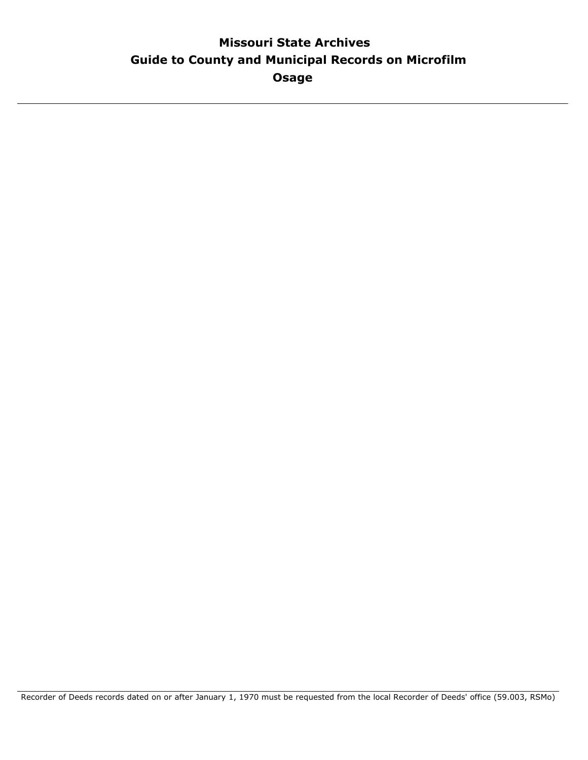# Missouri State Archives
## Guide to County and Municipal Records on Microfilm
### Osage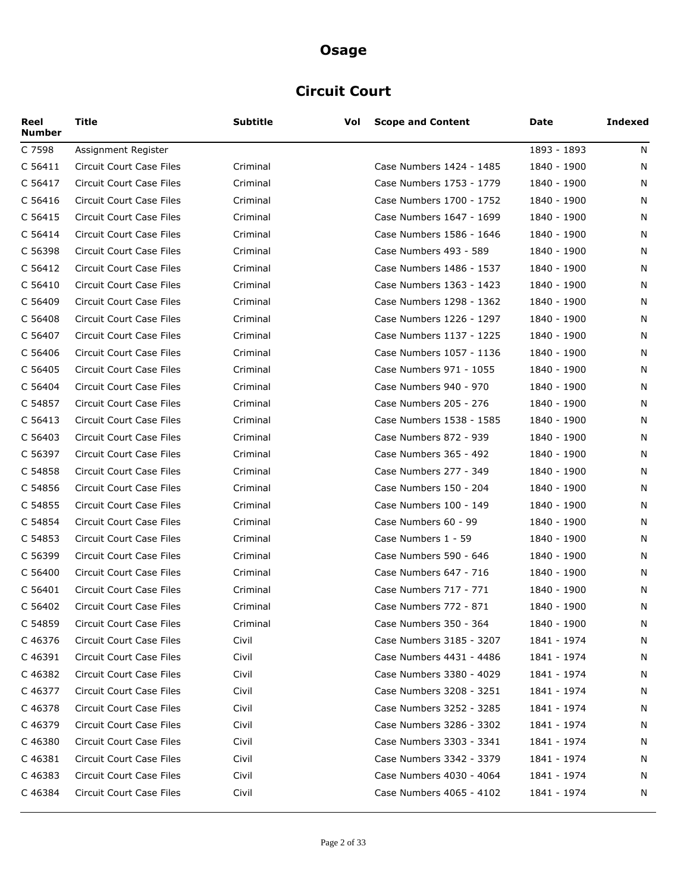# Osage

## Circuit Court

| Reel Number | Title | Subtitle | Vol | Scope and Content | Date | Indexed |
|---|---|---|---|---|---|---|
| C 7598 | Assignment Register | | | | 1893 - 1893 | N |
| C 56411 | Circuit Court Case Files | Criminal | | Case Numbers 1424 - 1485 | 1840 - 1900 | N |
| C 56417 | Circuit Court Case Files | Criminal | | Case Numbers 1753 - 1779 | 1840 - 1900 | N |
| C 56416 | Circuit Court Case Files | Criminal | | Case Numbers 1700 - 1752 | 1840 - 1900 | N |
| C 56415 | Circuit Court Case Files | Criminal | | Case Numbers 1647 - 1699 | 1840 - 1900 | N |
| C 56414 | Circuit Court Case Files | Criminal | | Case Numbers 1586 - 1646 | 1840 - 1900 | N |
| C 56398 | Circuit Court Case Files | Criminal | | Case Numbers 493 - 589 | 1840 - 1900 | N |
| C 56412 | Circuit Court Case Files | Criminal | | Case Numbers 1486 - 1537 | 1840 - 1900 | N |
| C 56410 | Circuit Court Case Files | Criminal | | Case Numbers 1363 - 1423 | 1840 - 1900 | N |
| C 56409 | Circuit Court Case Files | Criminal | | Case Numbers 1298 - 1362 | 1840 - 1900 | N |
| C 56408 | Circuit Court Case Files | Criminal | | Case Numbers 1226 - 1297 | 1840 - 1900 | N |
| C 56407 | Circuit Court Case Files | Criminal | | Case Numbers 1137 - 1225 | 1840 - 1900 | N |
| C 56406 | Circuit Court Case Files | Criminal | | Case Numbers 1057 - 1136 | 1840 - 1900 | N |
| C 56405 | Circuit Court Case Files | Criminal | | Case Numbers 971 - 1055 | 1840 - 1900 | N |
| C 56404 | Circuit Court Case Files | Criminal | | Case Numbers 940 - 970 | 1840 - 1900 | N |
| C 54857 | Circuit Court Case Files | Criminal | | Case Numbers 205 - 276 | 1840 - 1900 | N |
| C 56413 | Circuit Court Case Files | Criminal | | Case Numbers 1538 - 1585 | 1840 - 1900 | N |
| C 56403 | Circuit Court Case Files | Criminal | | Case Numbers 872 - 939 | 1840 - 1900 | N |
| C 56397 | Circuit Court Case Files | Criminal | | Case Numbers 365 - 492 | 1840 - 1900 | N |
| C 54858 | Circuit Court Case Files | Criminal | | Case Numbers 277 - 349 | 1840 - 1900 | N |
| C 54856 | Circuit Court Case Files | Criminal | | Case Numbers 150 - 204 | 1840 - 1900 | N |
| C 54855 | Circuit Court Case Files | Criminal | | Case Numbers 100 - 149 | 1840 - 1900 | N |
| C 54854 | Circuit Court Case Files | Criminal | | Case Numbers 60 - 99 | 1840 - 1900 | N |
| C 54853 | Circuit Court Case Files | Criminal | | Case Numbers 1 - 59 | 1840 - 1900 | N |
| C 56399 | Circuit Court Case Files | Criminal | | Case Numbers 590 - 646 | 1840 - 1900 | N |
| C 56400 | Circuit Court Case Files | Criminal | | Case Numbers 647 - 716 | 1840 - 1900 | N |
| C 56401 | Circuit Court Case Files | Criminal | | Case Numbers 717 - 771 | 1840 - 1900 | N |
| C 56402 | Circuit Court Case Files | Criminal | | Case Numbers 772 - 871 | 1840 - 1900 | N |
| C 54859 | Circuit Court Case Files | Criminal | | Case Numbers 350 - 364 | 1840 - 1900 | N |
| C 46376 | Circuit Court Case Files | Civil | | Case Numbers 3185 - 3207 | 1841 - 1974 | N |
| C 46391 | Circuit Court Case Files | Civil | | Case Numbers 4431 - 4486 | 1841 - 1974 | N |
| C 46382 | Circuit Court Case Files | Civil | | Case Numbers 3380 - 4029 | 1841 - 1974 | N |
| C 46377 | Circuit Court Case Files | Civil | | Case Numbers 3208 - 3251 | 1841 - 1974 | N |
| C 46378 | Circuit Court Case Files | Civil | | Case Numbers 3252 - 3285 | 1841 - 1974 | N |
| C 46379 | Circuit Court Case Files | Civil | | Case Numbers 3286 - 3302 | 1841 - 1974 | N |
| C 46380 | Circuit Court Case Files | Civil | | Case Numbers 3303 - 3341 | 1841 - 1974 | N |
| C 46381 | Circuit Court Case Files | Civil | | Case Numbers 3342 - 3379 | 1841 - 1974 | N |
| C 46383 | Circuit Court Case Files | Civil | | Case Numbers 4030 - 4064 | 1841 - 1974 | N |
| C 46384 | Circuit Court Case Files | Civil | | Case Numbers 4065 - 4102 | 1841 - 1974 | N |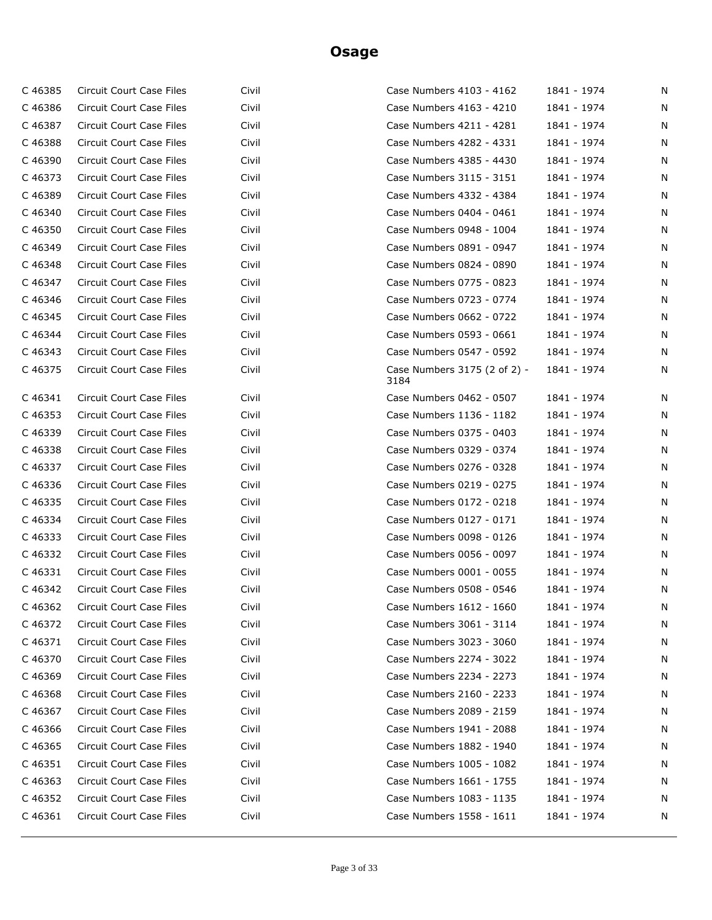# Osage

| | | | | | |
|---|---|---|---|---|---|
| C 46385 | Circuit Court Case Files | Civil | Case Numbers 4103 - 4162 | 1841 - 1974 | N |
| C 46386 | Circuit Court Case Files | Civil | Case Numbers 4163 - 4210 | 1841 - 1974 | N |
| C 46387 | Circuit Court Case Files | Civil | Case Numbers 4211 - 4281 | 1841 - 1974 | N |
| C 46388 | Circuit Court Case Files | Civil | Case Numbers 4282 - 4331 | 1841 - 1974 | N |
| C 46390 | Circuit Court Case Files | Civil | Case Numbers 4385 - 4430 | 1841 - 1974 | N |
| C 46373 | Circuit Court Case Files | Civil | Case Numbers 3115 - 3151 | 1841 - 1974 | N |
| C 46389 | Circuit Court Case Files | Civil | Case Numbers 4332 - 4384 | 1841 - 1974 | N |
| C 46340 | Circuit Court Case Files | Civil | Case Numbers 0404 - 0461 | 1841 - 1974 | N |
| C 46350 | Circuit Court Case Files | Civil | Case Numbers 0948 - 1004 | 1841 - 1974 | N |
| C 46349 | Circuit Court Case Files | Civil | Case Numbers 0891 - 0947 | 1841 - 1974 | N |
| C 46348 | Circuit Court Case Files | Civil | Case Numbers 0824 - 0890 | 1841 - 1974 | N |
| C 46347 | Circuit Court Case Files | Civil | Case Numbers 0775 - 0823 | 1841 - 1974 | N |
| C 46346 | Circuit Court Case Files | Civil | Case Numbers 0723 - 0774 | 1841 - 1974 | N |
| C 46345 | Circuit Court Case Files | Civil | Case Numbers 0662 - 0722 | 1841 - 1974 | N |
| C 46344 | Circuit Court Case Files | Civil | Case Numbers 0593 - 0661 | 1841 - 1974 | N |
| C 46343 | Circuit Court Case Files | Civil | Case Numbers 0547 - 0592 | 1841 - 1974 | N |
| C 46375 | Circuit Court Case Files | Civil | Case Numbers 3175 (2 of 2) - 3184 | 1841 - 1974 | N |
| C 46341 | Circuit Court Case Files | Civil | Case Numbers 0462 - 0507 | 1841 - 1974 | N |
| C 46353 | Circuit Court Case Files | Civil | Case Numbers 1136 - 1182 | 1841 - 1974 | N |
| C 46339 | Circuit Court Case Files | Civil | Case Numbers 0375 - 0403 | 1841 - 1974 | N |
| C 46338 | Circuit Court Case Files | Civil | Case Numbers 0329 - 0374 | 1841 - 1974 | N |
| C 46337 | Circuit Court Case Files | Civil | Case Numbers 0276 - 0328 | 1841 - 1974 | N |
| C 46336 | Circuit Court Case Files | Civil | Case Numbers 0219 - 0275 | 1841 - 1974 | N |
| C 46335 | Circuit Court Case Files | Civil | Case Numbers 0172 - 0218 | 1841 - 1974 | N |
| C 46334 | Circuit Court Case Files | Civil | Case Numbers 0127 - 0171 | 1841 - 1974 | N |
| C 46333 | Circuit Court Case Files | Civil | Case Numbers 0098 - 0126 | 1841 - 1974 | N |
| C 46332 | Circuit Court Case Files | Civil | Case Numbers 0056 - 0097 | 1841 - 1974 | N |
| C 46331 | Circuit Court Case Files | Civil | Case Numbers 0001 - 0055 | 1841 - 1974 | N |
| C 46342 | Circuit Court Case Files | Civil | Case Numbers 0508 - 0546 | 1841 - 1974 | N |
| C 46362 | Circuit Court Case Files | Civil | Case Numbers 1612 - 1660 | 1841 - 1974 | N |
| C 46372 | Circuit Court Case Files | Civil | Case Numbers 3061 - 3114 | 1841 - 1974 | N |
| C 46371 | Circuit Court Case Files | Civil | Case Numbers 3023 - 3060 | 1841 - 1974 | N |
| C 46370 | Circuit Court Case Files | Civil | Case Numbers 2274 - 3022 | 1841 - 1974 | N |
| C 46369 | Circuit Court Case Files | Civil | Case Numbers 2234 - 2273 | 1841 - 1974 | N |
| C 46368 | Circuit Court Case Files | Civil | Case Numbers 2160 - 2233 | 1841 - 1974 | N |
| C 46367 | Circuit Court Case Files | Civil | Case Numbers 2089 - 2159 | 1841 - 1974 | N |
| C 46366 | Circuit Court Case Files | Civil | Case Numbers 1941 - 2088 | 1841 - 1974 | N |
| C 46365 | Circuit Court Case Files | Civil | Case Numbers 1882 - 1940 | 1841 - 1974 | N |
| C 46351 | Circuit Court Case Files | Civil | Case Numbers 1005 - 1082 | 1841 - 1974 | N |
| C 46363 | Circuit Court Case Files | Civil | Case Numbers 1661 - 1755 | 1841 - 1974 | N |
| C 46352 | Circuit Court Case Files | Civil | Case Numbers 1083 - 1135 | 1841 - 1974 | N |
| C 46361 | Circuit Court Case Files | Civil | Case Numbers 1558 - 1611 | 1841 - 1974 | N |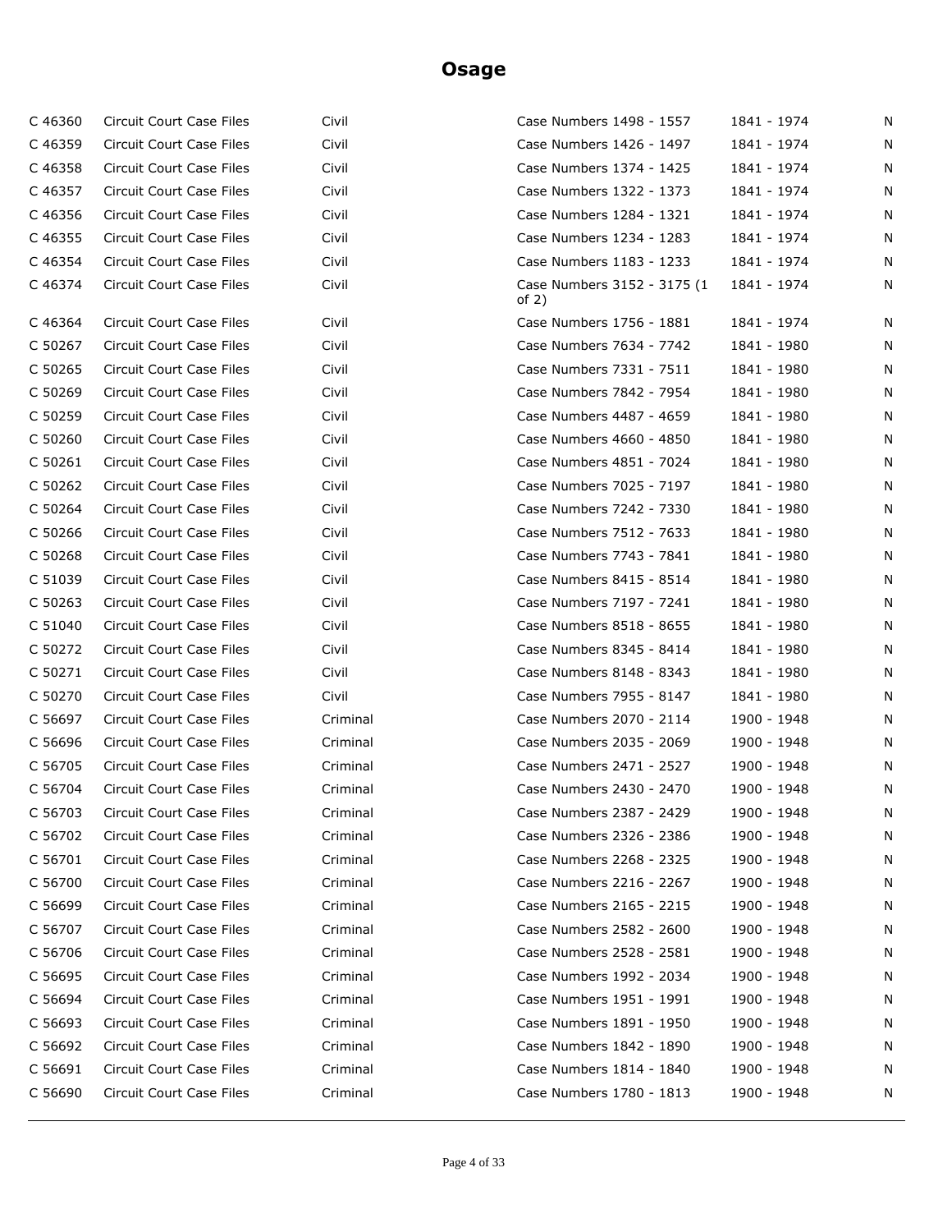# Osage

| | | | | | |
|---|---|---|---|---|---|
| C 46360 | Circuit Court Case Files | Civil | Case Numbers 1498 - 1557 | 1841 - 1974 | N |
| C 46359 | Circuit Court Case Files | Civil | Case Numbers 1426 - 1497 | 1841 - 1974 | N |
| C 46358 | Circuit Court Case Files | Civil | Case Numbers 1374 - 1425 | 1841 - 1974 | N |
| C 46357 | Circuit Court Case Files | Civil | Case Numbers 1322 - 1373 | 1841 - 1974 | N |
| C 46356 | Circuit Court Case Files | Civil | Case Numbers 1284 - 1321 | 1841 - 1974 | N |
| C 46355 | Circuit Court Case Files | Civil | Case Numbers 1234 - 1283 | 1841 - 1974 | N |
| C 46354 | Circuit Court Case Files | Civil | Case Numbers 1183 - 1233 | 1841 - 1974 | N |
| C 46374 | Circuit Court Case Files | Civil | Case Numbers 3152 - 3175 (1 of 2) | 1841 - 1974 | N |
| C 46364 | Circuit Court Case Files | Civil | Case Numbers 1756 - 1881 | 1841 - 1974 | N |
| C 50267 | Circuit Court Case Files | Civil | Case Numbers 7634 - 7742 | 1841 - 1980 | N |
| C 50265 | Circuit Court Case Files | Civil | Case Numbers 7331 - 7511 | 1841 - 1980 | N |
| C 50269 | Circuit Court Case Files | Civil | Case Numbers 7842 - 7954 | 1841 - 1980 | N |
| C 50259 | Circuit Court Case Files | Civil | Case Numbers 4487 - 4659 | 1841 - 1980 | N |
| C 50260 | Circuit Court Case Files | Civil | Case Numbers 4660 - 4850 | 1841 - 1980 | N |
| C 50261 | Circuit Court Case Files | Civil | Case Numbers 4851 - 7024 | 1841 - 1980 | N |
| C 50262 | Circuit Court Case Files | Civil | Case Numbers 7025 - 7197 | 1841 - 1980 | N |
| C 50264 | Circuit Court Case Files | Civil | Case Numbers 7242 - 7330 | 1841 - 1980 | N |
| C 50266 | Circuit Court Case Files | Civil | Case Numbers 7512 - 7633 | 1841 - 1980 | N |
| C 50268 | Circuit Court Case Files | Civil | Case Numbers 7743 - 7841 | 1841 - 1980 | N |
| C 51039 | Circuit Court Case Files | Civil | Case Numbers 8415 - 8514 | 1841 - 1980 | N |
| C 50263 | Circuit Court Case Files | Civil | Case Numbers 7197 - 7241 | 1841 - 1980 | N |
| C 51040 | Circuit Court Case Files | Civil | Case Numbers 8518 - 8655 | 1841 - 1980 | N |
| C 50272 | Circuit Court Case Files | Civil | Case Numbers 8345 - 8414 | 1841 - 1980 | N |
| C 50271 | Circuit Court Case Files | Civil | Case Numbers 8148 - 8343 | 1841 - 1980 | N |
| C 50270 | Circuit Court Case Files | Civil | Case Numbers 7955 - 8147 | 1841 - 1980 | N |
| C 56697 | Circuit Court Case Files | Criminal | Case Numbers 2070 - 2114 | 1900 - 1948 | N |
| C 56696 | Circuit Court Case Files | Criminal | Case Numbers 2035 - 2069 | 1900 - 1948 | N |
| C 56705 | Circuit Court Case Files | Criminal | Case Numbers 2471 - 2527 | 1900 - 1948 | N |
| C 56704 | Circuit Court Case Files | Criminal | Case Numbers 2430 - 2470 | 1900 - 1948 | N |
| C 56703 | Circuit Court Case Files | Criminal | Case Numbers 2387 - 2429 | 1900 - 1948 | N |
| C 56702 | Circuit Court Case Files | Criminal | Case Numbers 2326 - 2386 | 1900 - 1948 | N |
| C 56701 | Circuit Court Case Files | Criminal | Case Numbers 2268 - 2325 | 1900 - 1948 | N |
| C 56700 | Circuit Court Case Files | Criminal | Case Numbers 2216 - 2267 | 1900 - 1948 | N |
| C 56699 | Circuit Court Case Files | Criminal | Case Numbers 2165 - 2215 | 1900 - 1948 | N |
| C 56707 | Circuit Court Case Files | Criminal | Case Numbers 2582 - 2600 | 1900 - 1948 | N |
| C 56706 | Circuit Court Case Files | Criminal | Case Numbers 2528 - 2581 | 1900 - 1948 | N |
| C 56695 | Circuit Court Case Files | Criminal | Case Numbers 1992 - 2034 | 1900 - 1948 | N |
| C 56694 | Circuit Court Case Files | Criminal | Case Numbers 1951 - 1991 | 1900 - 1948 | N |
| C 56693 | Circuit Court Case Files | Criminal | Case Numbers 1891 - 1950 | 1900 - 1948 | N |
| C 56692 | Circuit Court Case Files | Criminal | Case Numbers 1842 - 1890 | 1900 - 1948 | N |
| C 56691 | Circuit Court Case Files | Criminal | Case Numbers 1814 - 1840 | 1900 - 1948 | N |
| C 56690 | Circuit Court Case Files | Criminal | Case Numbers 1780 - 1813 | 1900 - 1948 | N |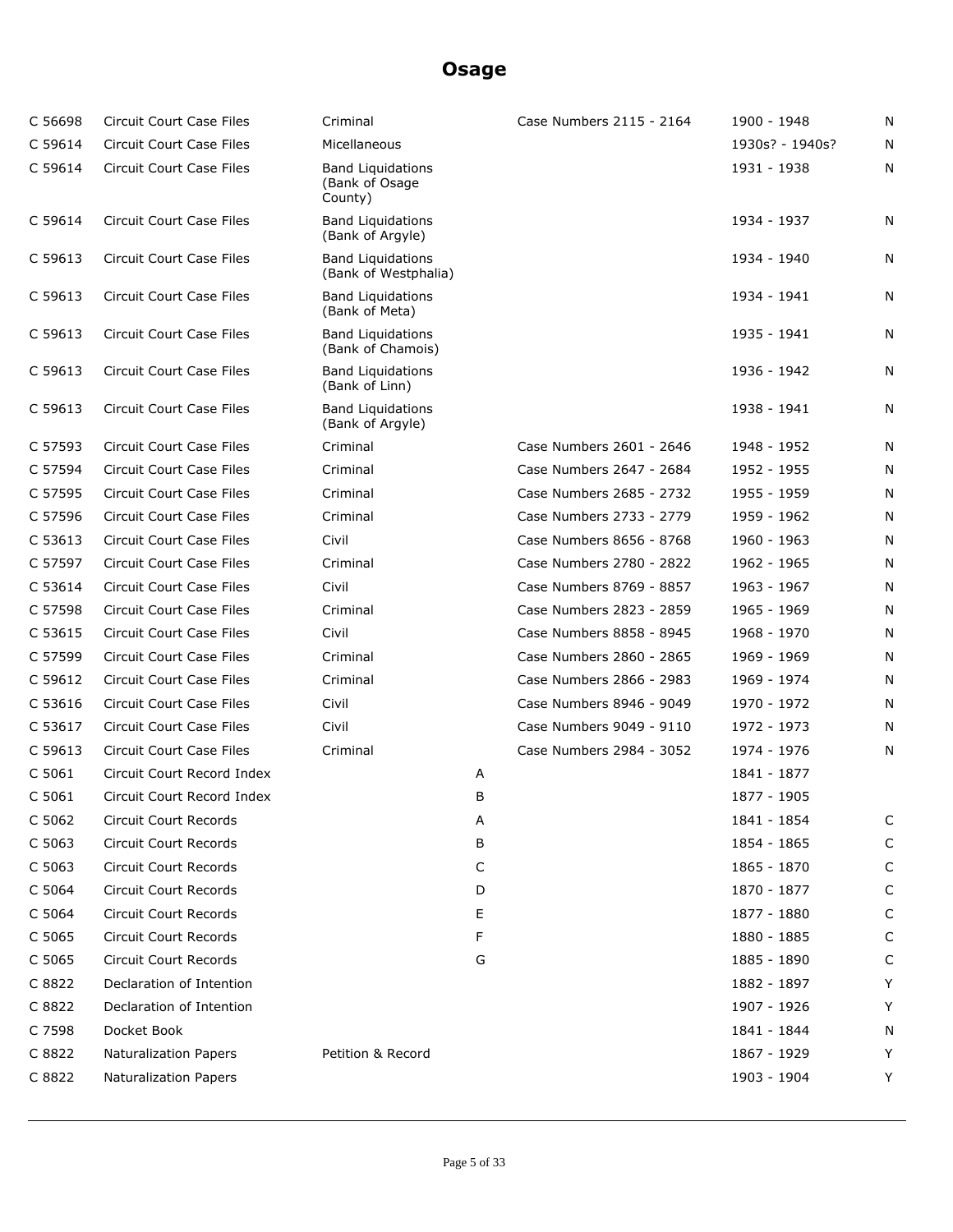# Osage

| | | | | | | |
|---|---|---|---|---|---|---|
| C 56698 | Circuit Court Case Files | Criminal | | Case Numbers 2115 - 2164 | 1900 - 1948 | N |
| C 59614 | Circuit Court Case Files | Micellaneous | | | 1930s? - 1940s? | N |
| C 59614 | Circuit Court Case Files | Band Liquidations (Bank of Osage County) | | | 1931 - 1938 | N |
| C 59614 | Circuit Court Case Files | Band Liquidations (Bank of Argyle) | | | 1934 - 1937 | N |
| C 59613 | Circuit Court Case Files | Band Liquidations (Bank of Westphalia) | | | 1934 - 1940 | N |
| C 59613 | Circuit Court Case Files | Band Liquidations (Bank of Meta) | | | 1934 - 1941 | N |
| C 59613 | Circuit Court Case Files | Band Liquidations (Bank of Chamois) | | | 1935 - 1941 | N |
| C 59613 | Circuit Court Case Files | Band Liquidations (Bank of Linn) | | | 1936 - 1942 | N |
| C 59613 | Circuit Court Case Files | Band Liquidations (Bank of Argyle) | | | 1938 - 1941 | N |
| C 57593 | Circuit Court Case Files | Criminal | | Case Numbers 2601 - 2646 | 1948 - 1952 | N |
| C 57594 | Circuit Court Case Files | Criminal | | Case Numbers 2647 - 2684 | 1952 - 1955 | N |
| C 57595 | Circuit Court Case Files | Criminal | | Case Numbers 2685 - 2732 | 1955 - 1959 | N |
| C 57596 | Circuit Court Case Files | Criminal | | Case Numbers 2733 - 2779 | 1959 - 1962 | N |
| C 53613 | Circuit Court Case Files | Civil | | Case Numbers 8656 - 8768 | 1960 - 1963 | N |
| C 57597 | Circuit Court Case Files | Criminal | | Case Numbers 2780 - 2822 | 1962 - 1965 | N |
| C 53614 | Circuit Court Case Files | Civil | | Case Numbers 8769 - 8857 | 1963 - 1967 | N |
| C 57598 | Circuit Court Case Files | Criminal | | Case Numbers 2823 - 2859 | 1965 - 1969 | N |
| C 53615 | Circuit Court Case Files | Civil | | Case Numbers 8858 - 8945 | 1968 - 1970 | N |
| C 57599 | Circuit Court Case Files | Criminal | | Case Numbers 2860 - 2865 | 1969 - 1969 | N |
| C 59612 | Circuit Court Case Files | Criminal | | Case Numbers 2866 - 2983 | 1969 - 1974 | N |
| C 53616 | Circuit Court Case Files | Civil | | Case Numbers 8946 - 9049 | 1970 - 1972 | N |
| C 53617 | Circuit Court Case Files | Civil | | Case Numbers 9049 - 9110 | 1972 - 1973 | N |
| C 59613 | Circuit Court Case Files | Criminal | | Case Numbers 2984 - 3052 | 1974 - 1976 | N |
| C 5061 | Circuit Court Record Index | | A | | 1841 - 1877 | |
| C 5061 | Circuit Court Record Index | | B | | 1877 - 1905 | |
| C 5062 | Circuit Court Records | | A | | 1841 - 1854 | C |
| C 5063 | Circuit Court Records | | B | | 1854 - 1865 | C |
| C 5063 | Circuit Court Records | | C | | 1865 - 1870 | C |
| C 5064 | Circuit Court Records | | D | | 1870 - 1877 | C |
| C 5064 | Circuit Court Records | | E | | 1877 - 1880 | C |
| C 5065 | Circuit Court Records | | F | | 1880 - 1885 | C |
| C 5065 | Circuit Court Records | | G | | 1885 - 1890 | C |
| C 8822 | Declaration of Intention | | | | 1882 - 1897 | Y |
| C 8822 | Declaration of Intention | | | | 1907 - 1926 | Y |
| C 7598 | Docket Book | | | | 1841 - 1844 | N |
| C 8822 | Naturalization Papers | Petition & Record | | | 1867 - 1929 | Y |
| C 8822 | Naturalization Papers | | | | 1903 - 1904 | Y |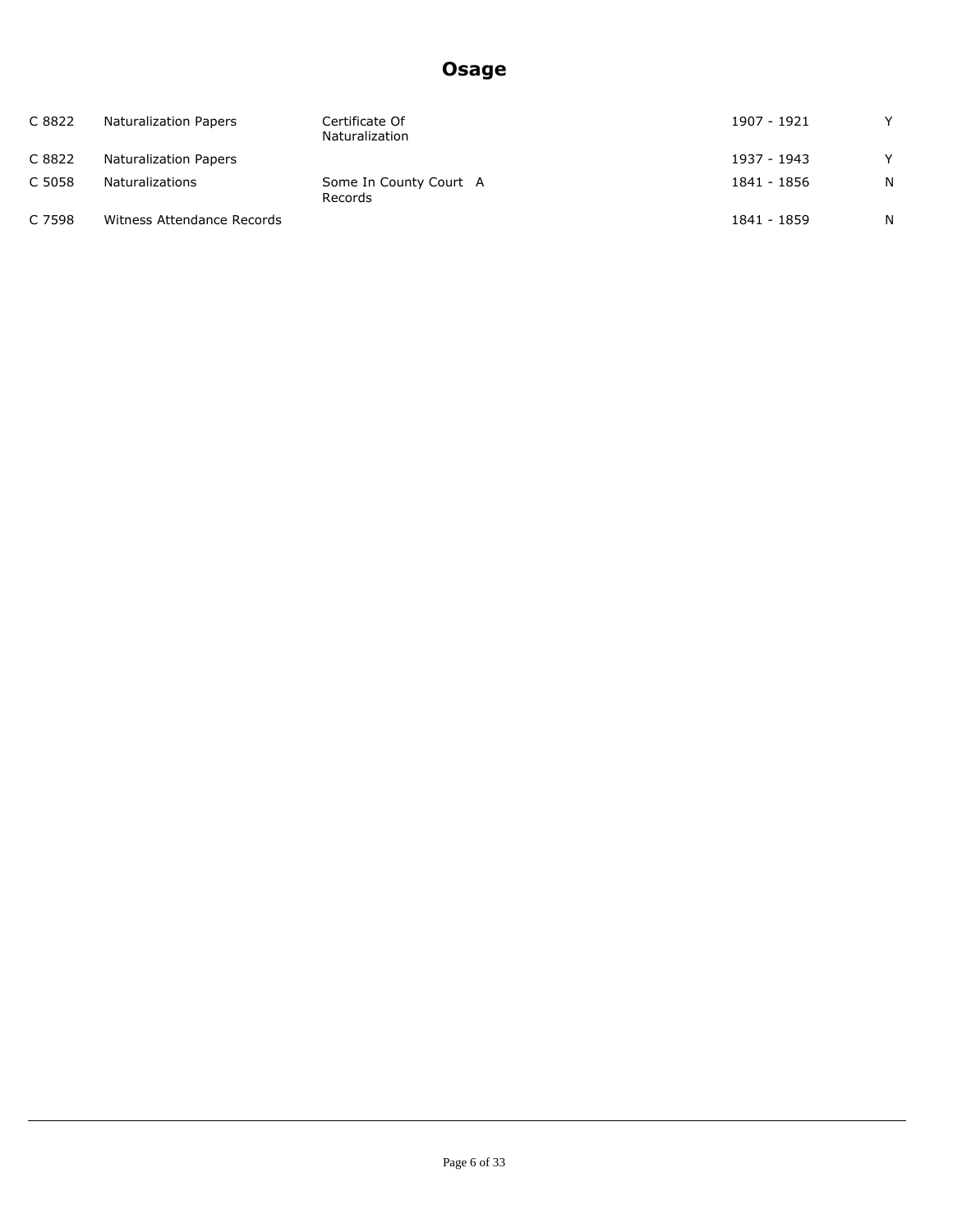# Osage

| | | | | |
|---|---|---|---|---|
| C 8822 | Naturalization Papers | Certificate Of Naturalization | 1907 - 1921 | Y |
| C 8822 | Naturalization Papers | | 1937 - 1943 | Y |
| C 5058 | Naturalizations | Some In County Court A Records | 1841 - 1856 | N |
| C 7598 | Witness Attendance Records | | 1841 - 1859 | N |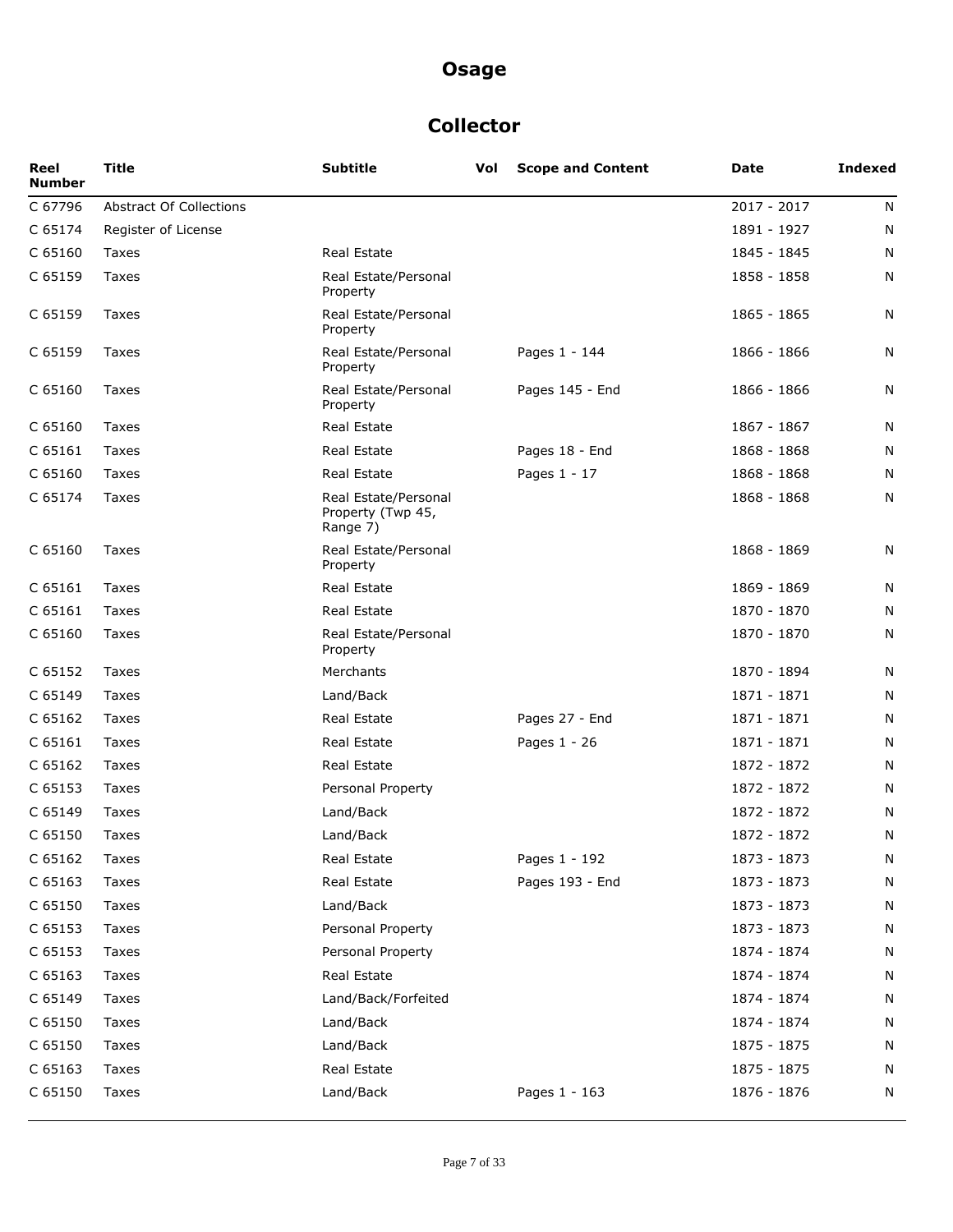# Osage

## Collector

| Reel Number | Title | Subtitle | Vol | Scope and Content | Date | Indexed |
|---|---|---|---|---|---|---|
| C 67796 | Abstract Of Collections | | | | 2017 - 2017 | N |
| C 65174 | Register of License | | | | 1891 - 1927 | N |
| C 65160 | Taxes | Real Estate | | | 1845 - 1845 | N |
| C 65159 | Taxes | Real Estate/Personal Property | | | 1858 - 1858 | N |
| C 65159 | Taxes | Real Estate/Personal Property | | | 1865 - 1865 | N |
| C 65159 | Taxes | Real Estate/Personal Property | | Pages 1 - 144 | 1866 - 1866 | N |
| C 65160 | Taxes | Real Estate/Personal Property | | Pages 145 - End | 1866 - 1866 | N |
| C 65160 | Taxes | Real Estate | | | 1867 - 1867 | N |
| C 65161 | Taxes | Real Estate | | Pages 18 - End | 1868 - 1868 | N |
| C 65160 | Taxes | Real Estate | | Pages 1 - 17 | 1868 - 1868 | N |
| C 65174 | Taxes | Real Estate/Personal Property (Twp 45, Range 7) | | | 1868 - 1868 | N |
| C 65160 | Taxes | Real Estate/Personal Property | | | 1868 - 1869 | N |
| C 65161 | Taxes | Real Estate | | | 1869 - 1869 | N |
| C 65161 | Taxes | Real Estate | | | 1870 - 1870 | N |
| C 65160 | Taxes | Real Estate/Personal Property | | | 1870 - 1870 | N |
| C 65152 | Taxes | Merchants | | | 1870 - 1894 | N |
| C 65149 | Taxes | Land/Back | | | 1871 - 1871 | N |
| C 65162 | Taxes | Real Estate | | Pages 27 - End | 1871 - 1871 | N |
| C 65161 | Taxes | Real Estate | | Pages 1 - 26 | 1871 - 1871 | N |
| C 65162 | Taxes | Real Estate | | | 1872 - 1872 | N |
| C 65153 | Taxes | Personal Property | | | 1872 - 1872 | N |
| C 65149 | Taxes | Land/Back | | | 1872 - 1872 | N |
| C 65150 | Taxes | Land/Back | | | 1872 - 1872 | N |
| C 65162 | Taxes | Real Estate | | Pages 1 - 192 | 1873 - 1873 | N |
| C 65163 | Taxes | Real Estate | | Pages 193 - End | 1873 - 1873 | N |
| C 65150 | Taxes | Land/Back | | | 1873 - 1873 | N |
| C 65153 | Taxes | Personal Property | | | 1873 - 1873 | N |
| C 65153 | Taxes | Personal Property | | | 1874 - 1874 | N |
| C 65163 | Taxes | Real Estate | | | 1874 - 1874 | N |
| C 65149 | Taxes | Land/Back/Forfeited | | | 1874 - 1874 | N |
| C 65150 | Taxes | Land/Back | | | 1874 - 1874 | N |
| C 65150 | Taxes | Land/Back | | | 1875 - 1875 | N |
| C 65163 | Taxes | Real Estate | | | 1875 - 1875 | N |
| C 65150 | Taxes | Land/Back | | Pages 1 - 163 | 1876 - 1876 | N |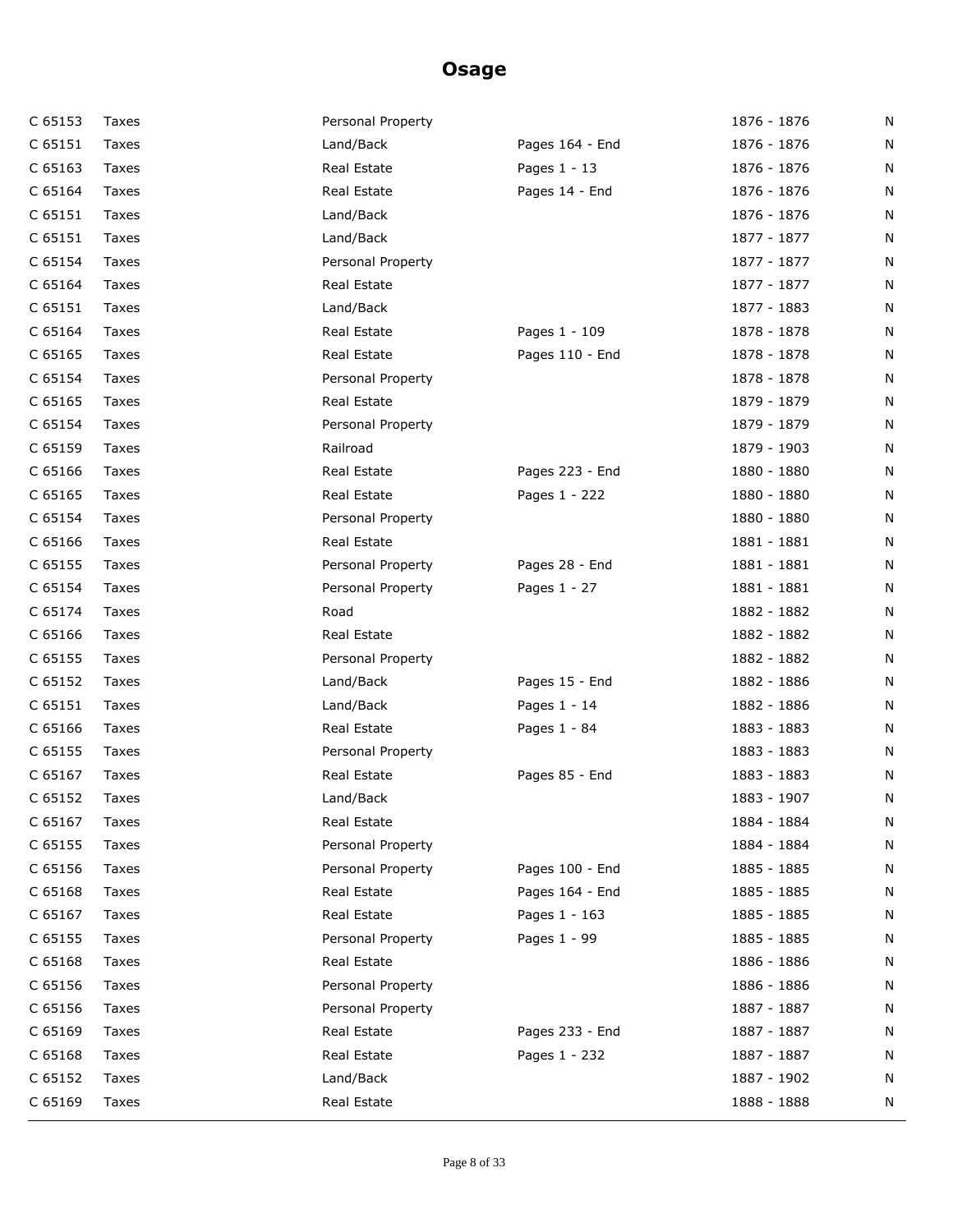# Osage

| | | | | | |
|---|---|---|---|---|---|
| C 65153 | Taxes | Personal Property | | 1876 - 1876 | N |
| C 65151 | Taxes | Land/Back | Pages 164 - End | 1876 - 1876 | N |
| C 65163 | Taxes | Real Estate | Pages 1 - 13 | 1876 - 1876 | N |
| C 65164 | Taxes | Real Estate | Pages 14 - End | 1876 - 1876 | N |
| C 65151 | Taxes | Land/Back | | 1876 - 1876 | N |
| C 65151 | Taxes | Land/Back | | 1877 - 1877 | N |
| C 65154 | Taxes | Personal Property | | 1877 - 1877 | N |
| C 65164 | Taxes | Real Estate | | 1877 - 1877 | N |
| C 65151 | Taxes | Land/Back | | 1877 - 1883 | N |
| C 65164 | Taxes | Real Estate | Pages 1 - 109 | 1878 - 1878 | N |
| C 65165 | Taxes | Real Estate | Pages 110 - End | 1878 - 1878 | N |
| C 65154 | Taxes | Personal Property | | 1878 - 1878 | N |
| C 65165 | Taxes | Real Estate | | 1879 - 1879 | N |
| C 65154 | Taxes | Personal Property | | 1879 - 1879 | N |
| C 65159 | Taxes | Railroad | | 1879 - 1903 | N |
| C 65166 | Taxes | Real Estate | Pages 223 - End | 1880 - 1880 | N |
| C 65165 | Taxes | Real Estate | Pages 1 - 222 | 1880 - 1880 | N |
| C 65154 | Taxes | Personal Property | | 1880 - 1880 | N |
| C 65166 | Taxes | Real Estate | | 1881 - 1881 | N |
| C 65155 | Taxes | Personal Property | Pages 28 - End | 1881 - 1881 | N |
| C 65154 | Taxes | Personal Property | Pages 1 - 27 | 1881 - 1881 | N |
| C 65174 | Taxes | Road | | 1882 - 1882 | N |
| C 65166 | Taxes | Real Estate | | 1882 - 1882 | N |
| C 65155 | Taxes | Personal Property | | 1882 - 1882 | N |
| C 65152 | Taxes | Land/Back | Pages 15 - End | 1882 - 1886 | N |
| C 65151 | Taxes | Land/Back | Pages 1 - 14 | 1882 - 1886 | N |
| C 65166 | Taxes | Real Estate | Pages 1 - 84 | 1883 - 1883 | N |
| C 65155 | Taxes | Personal Property | | 1883 - 1883 | N |
| C 65167 | Taxes | Real Estate | Pages 85 - End | 1883 - 1883 | N |
| C 65152 | Taxes | Land/Back | | 1883 - 1907 | N |
| C 65167 | Taxes | Real Estate | | 1884 - 1884 | N |
| C 65155 | Taxes | Personal Property | | 1884 - 1884 | N |
| C 65156 | Taxes | Personal Property | Pages 100 - End | 1885 - 1885 | N |
| C 65168 | Taxes | Real Estate | Pages 164 - End | 1885 - 1885 | N |
| C 65167 | Taxes | Real Estate | Pages 1 - 163 | 1885 - 1885 | N |
| C 65155 | Taxes | Personal Property | Pages 1 - 99 | 1885 - 1885 | N |
| C 65168 | Taxes | Real Estate | | 1886 - 1886 | N |
| C 65156 | Taxes | Personal Property | | 1886 - 1886 | N |
| C 65156 | Taxes | Personal Property | | 1887 - 1887 | N |
| C 65169 | Taxes | Real Estate | Pages 233 - End | 1887 - 1887 | N |
| C 65168 | Taxes | Real Estate | Pages 1 - 232 | 1887 - 1887 | N |
| C 65152 | Taxes | Land/Back | | 1887 - 1902 | N |
| C 65169 | Taxes | Real Estate | | 1888 - 1888 | N |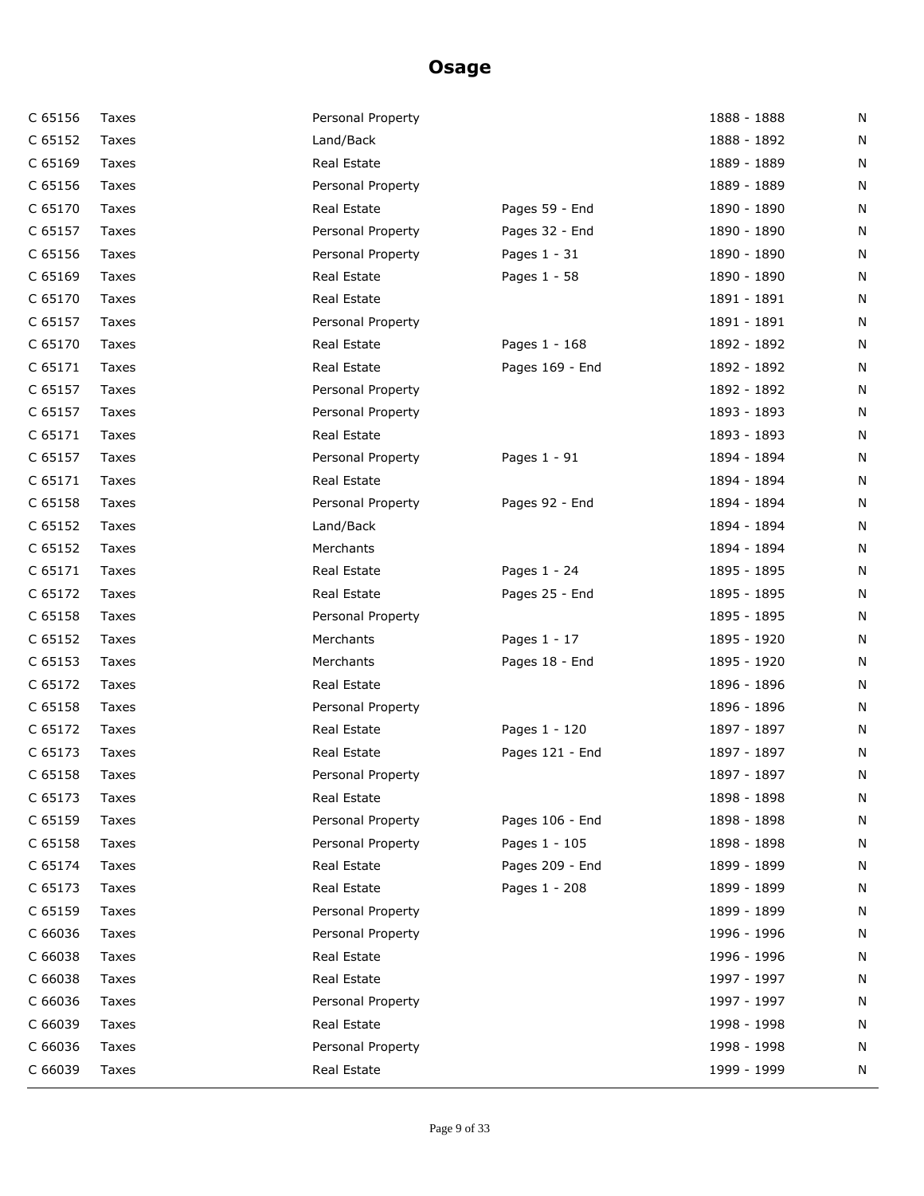# Osage

| | | | | | |
|---|---|---|---|---|---|
| C 65156 | Taxes | Personal Property | | 1888 - 1888 | N |
| C 65152 | Taxes | Land/Back | | 1888 - 1892 | N |
| C 65169 | Taxes | Real Estate | | 1889 - 1889 | N |
| C 65156 | Taxes | Personal Property | | 1889 - 1889 | N |
| C 65170 | Taxes | Real Estate | Pages 59 - End | 1890 - 1890 | N |
| C 65157 | Taxes | Personal Property | Pages 32 - End | 1890 - 1890 | N |
| C 65156 | Taxes | Personal Property | Pages 1 - 31 | 1890 - 1890 | N |
| C 65169 | Taxes | Real Estate | Pages 1 - 58 | 1890 - 1890 | N |
| C 65170 | Taxes | Real Estate | | 1891 - 1891 | N |
| C 65157 | Taxes | Personal Property | | 1891 - 1891 | N |
| C 65170 | Taxes | Real Estate | Pages 1 - 168 | 1892 - 1892 | N |
| C 65171 | Taxes | Real Estate | Pages 169 - End | 1892 - 1892 | N |
| C 65157 | Taxes | Personal Property | | 1892 - 1892 | N |
| C 65157 | Taxes | Personal Property | | 1893 - 1893 | N |
| C 65171 | Taxes | Real Estate | | 1893 - 1893 | N |
| C 65157 | Taxes | Personal Property | Pages 1 - 91 | 1894 - 1894 | N |
| C 65171 | Taxes | Real Estate | | 1894 - 1894 | N |
| C 65158 | Taxes | Personal Property | Pages 92 - End | 1894 - 1894 | N |
| C 65152 | Taxes | Land/Back | | 1894 - 1894 | N |
| C 65152 | Taxes | Merchants | | 1894 - 1894 | N |
| C 65171 | Taxes | Real Estate | Pages 1 - 24 | 1895 - 1895 | N |
| C 65172 | Taxes | Real Estate | Pages 25 - End | 1895 - 1895 | N |
| C 65158 | Taxes | Personal Property | | 1895 - 1895 | N |
| C 65152 | Taxes | Merchants | Pages 1 - 17 | 1895 - 1920 | N |
| C 65153 | Taxes | Merchants | Pages 18 - End | 1895 - 1920 | N |
| C 65172 | Taxes | Real Estate | | 1896 - 1896 | N |
| C 65158 | Taxes | Personal Property | | 1896 - 1896 | N |
| C 65172 | Taxes | Real Estate | Pages 1 - 120 | 1897 - 1897 | N |
| C 65173 | Taxes | Real Estate | Pages 121 - End | 1897 - 1897 | N |
| C 65158 | Taxes | Personal Property | | 1897 - 1897 | N |
| C 65173 | Taxes | Real Estate | | 1898 - 1898 | N |
| C 65159 | Taxes | Personal Property | Pages 106 - End | 1898 - 1898 | N |
| C 65158 | Taxes | Personal Property | Pages 1 - 105 | 1898 - 1898 | N |
| C 65174 | Taxes | Real Estate | Pages 209 - End | 1899 - 1899 | N |
| C 65173 | Taxes | Real Estate | Pages 1 - 208 | 1899 - 1899 | N |
| C 65159 | Taxes | Personal Property | | 1899 - 1899 | N |
| C 66036 | Taxes | Personal Property | | 1996 - 1996 | N |
| C 66038 | Taxes | Real Estate | | 1996 - 1996 | N |
| C 66038 | Taxes | Real Estate | | 1997 - 1997 | N |
| C 66036 | Taxes | Personal Property | | 1997 - 1997 | N |
| C 66039 | Taxes | Real Estate | | 1998 - 1998 | N |
| C 66036 | Taxes | Personal Property | | 1998 - 1998 | N |
| C 66039 | Taxes | Real Estate | | 1999 - 1999 | N |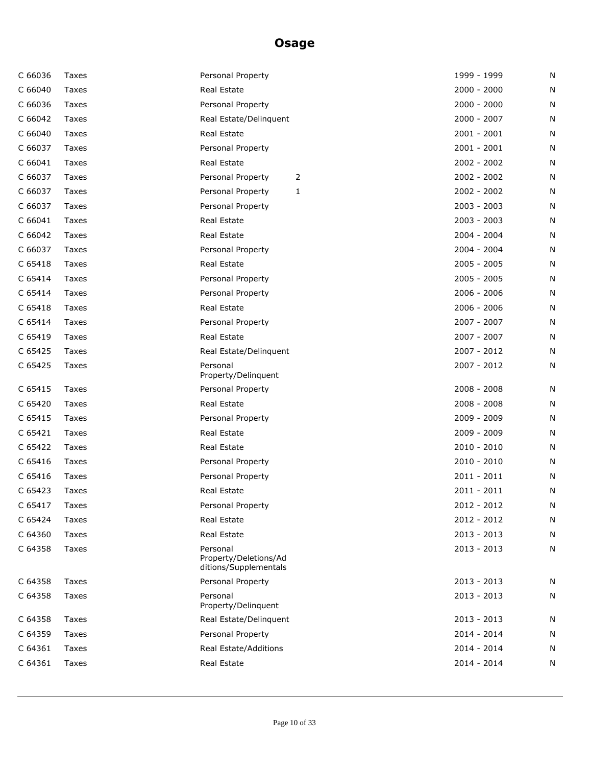# Osage

| | | | | | |
|---|---|---|---|---|---|
| C 66036 | Taxes | Personal Property | | 1999 - 1999 | N |
| C 66040 | Taxes | Real Estate | | 2000 - 2000 | N |
| C 66036 | Taxes | Personal Property | | 2000 - 2000 | N |
| C 66042 | Taxes | Real Estate/Delinquent | | 2000 - 2007 | N |
| C 66040 | Taxes | Real Estate | | 2001 - 2001 | N |
| C 66037 | Taxes | Personal Property | | 2001 - 2001 | N |
| C 66041 | Taxes | Real Estate | | 2002 - 2002 | N |
| C 66037 | Taxes | Personal Property | 2 | 2002 - 2002 | N |
| C 66037 | Taxes | Personal Property | 1 | 2002 - 2002 | N |
| C 66037 | Taxes | Personal Property | | 2003 - 2003 | N |
| C 66041 | Taxes | Real Estate | | 2003 - 2003 | N |
| C 66042 | Taxes | Real Estate | | 2004 - 2004 | N |
| C 66037 | Taxes | Personal Property | | 2004 - 2004 | N |
| C 65418 | Taxes | Real Estate | | 2005 - 2005 | N |
| C 65414 | Taxes | Personal Property | | 2005 - 2005 | N |
| C 65414 | Taxes | Personal Property | | 2006 - 2006 | N |
| C 65418 | Taxes | Real Estate | | 2006 - 2006 | N |
| C 65414 | Taxes | Personal Property | | 2007 - 2007 | N |
| C 65419 | Taxes | Real Estate | | 2007 - 2007 | N |
| C 65425 | Taxes | Real Estate/Delinquent | | 2007 - 2012 | N |
| C 65425 | Taxes | Personal Property/Delinquent | | 2007 - 2012 | N |
| C 65415 | Taxes | Personal Property | | 2008 - 2008 | N |
| C 65420 | Taxes | Real Estate | | 2008 - 2008 | N |
| C 65415 | Taxes | Personal Property | | 2009 - 2009 | N |
| C 65421 | Taxes | Real Estate | | 2009 - 2009 | N |
| C 65422 | Taxes | Real Estate | | 2010 - 2010 | N |
| C 65416 | Taxes | Personal Property | | 2010 - 2010 | N |
| C 65416 | Taxes | Personal Property | | 2011 - 2011 | N |
| C 65423 | Taxes | Real Estate | | 2011 - 2011 | N |
| C 65417 | Taxes | Personal Property | | 2012 - 2012 | N |
| C 65424 | Taxes | Real Estate | | 2012 - 2012 | N |
| C 64360 | Taxes | Real Estate | | 2013 - 2013 | N |
| C 64358 | Taxes | Personal Property/Deletions/Additions/Supplementals | | 2013 - 2013 | N |
| C 64358 | Taxes | Personal Property | | 2013 - 2013 | N |
| C 64358 | Taxes | Personal Property/Delinquent | | 2013 - 2013 | N |
| C 64358 | Taxes | Real Estate/Delinquent | | 2013 - 2013 | N |
| C 64359 | Taxes | Personal Property | | 2014 - 2014 | N |
| C 64361 | Taxes | Real Estate/Additions | | 2014 - 2014 | N |
| C 64361 | Taxes | Real Estate | | 2014 - 2014 | N |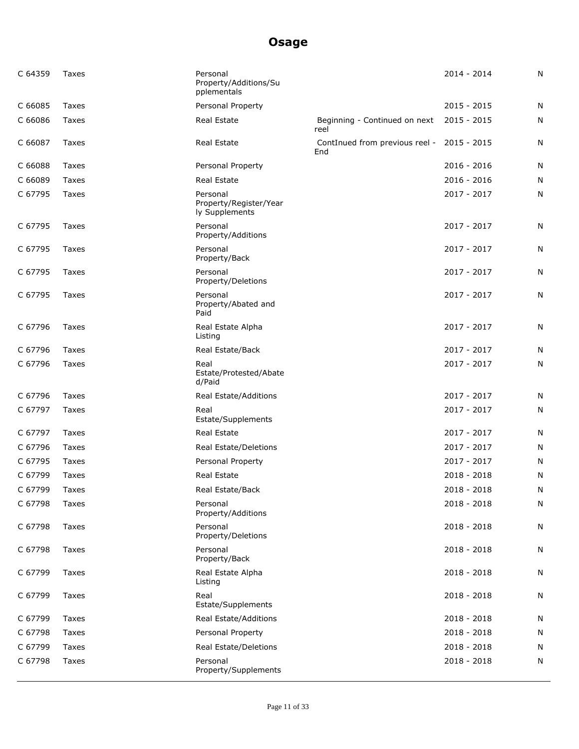# Osage

| | | | | | |
|---|---|---|---|---|---|
| C 64359 | Taxes | Personal Property/Additions/Supplementals | | 2014 - 2014 | N |
| C 66085 | Taxes | Personal Property | | 2015 - 2015 | N |
| C 66086 | Taxes | Real Estate | Beginning - Continued on next reel | 2015 - 2015 | N |
| C 66087 | Taxes | Real Estate | ContInued from previous reel - End | 2015 - 2015 | N |
| C 66088 | Taxes | Personal Property | | 2016 - 2016 | N |
| C 66089 | Taxes | Real Estate | | 2016 - 2016 | N |
| C 67795 | Taxes | Personal Property/Register/Yearly Supplements | | 2017 - 2017 | N |
| C 67795 | Taxes | Personal Property/Additions | | 2017 - 2017 | N |
| C 67795 | Taxes | Personal Property/Back | | 2017 - 2017 | N |
| C 67795 | Taxes | Personal Property/Deletions | | 2017 - 2017 | N |
| C 67795 | Taxes | Personal Property/Abated and Paid | | 2017 - 2017 | N |
| C 67796 | Taxes | Real Estate Alpha Listing | | 2017 - 2017 | N |
| C 67796 | Taxes | Real Estate/Back | | 2017 - 2017 | N |
| C 67796 | Taxes | Real Estate/Protested/Abated/Paid | | 2017 - 2017 | N |
| C 67796 | Taxes | Real Estate/Additions | | 2017 - 2017 | N |
| C 67797 | Taxes | Real Estate/Supplements | | 2017 - 2017 | N |
| C 67797 | Taxes | Real Estate | | 2017 - 2017 | N |
| C 67796 | Taxes | Real Estate/Deletions | | 2017 - 2017 | N |
| C 67795 | Taxes | Personal Property | | 2017 - 2017 | N |
| C 67799 | Taxes | Real Estate | | 2018 - 2018 | N |
| C 67799 | Taxes | Real Estate/Back | | 2018 - 2018 | N |
| C 67798 | Taxes | Personal Property/Additions | | 2018 - 2018 | N |
| C 67798 | Taxes | Personal Property/Deletions | | 2018 - 2018 | N |
| C 67798 | Taxes | Personal Property/Back | | 2018 - 2018 | N |
| C 67799 | Taxes | Real Estate Alpha Listing | | 2018 - 2018 | N |
| C 67799 | Taxes | Real Estate/Supplements | | 2018 - 2018 | N |
| C 67799 | Taxes | Real Estate/Additions | | 2018 - 2018 | N |
| C 67798 | Taxes | Personal Property | | 2018 - 2018 | N |
| C 67799 | Taxes | Real Estate/Deletions | | 2018 - 2018 | N |
| C 67798 | Taxes | Personal Property/Supplements | | 2018 - 2018 | N |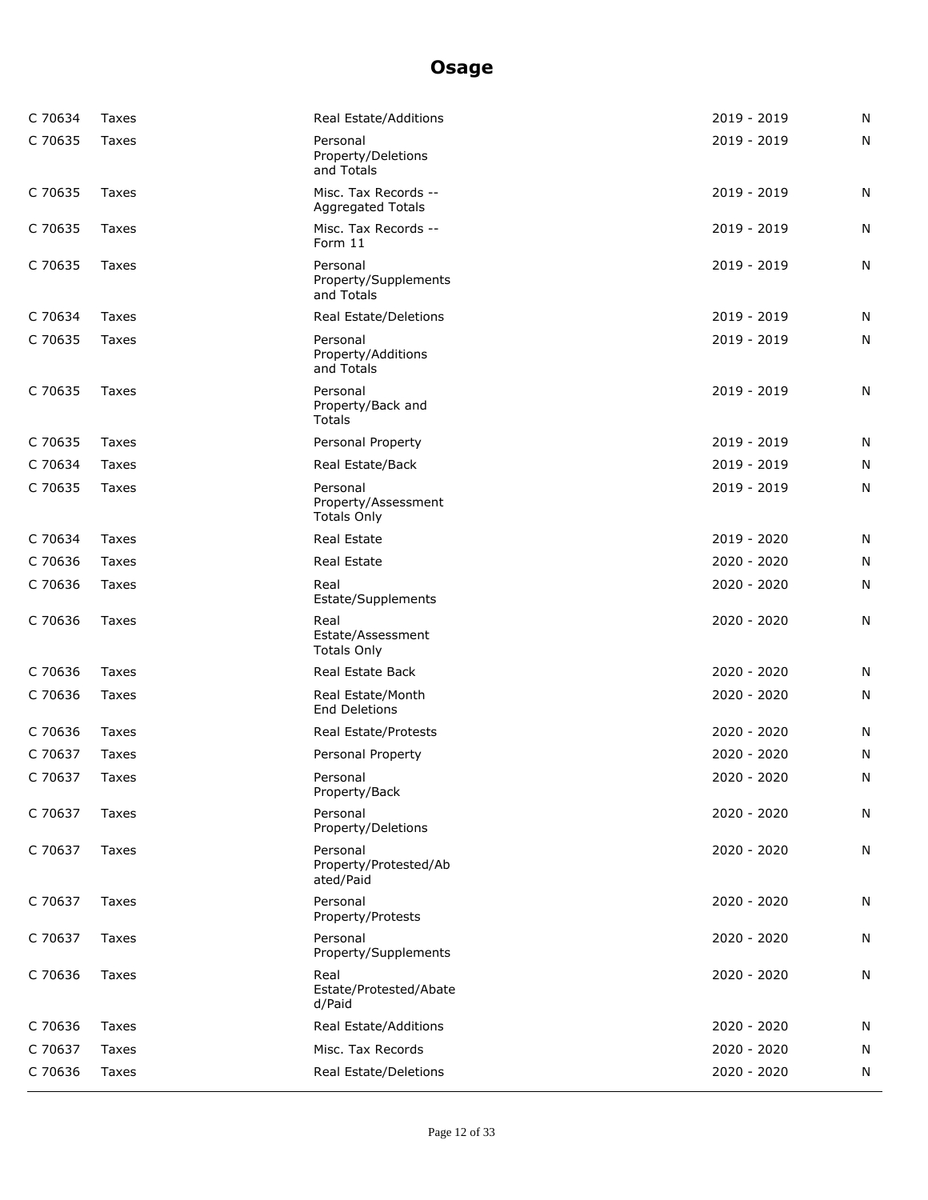# Osage

| | | | | |
|---|---|---|---|---|
| C 70634 | Taxes | Real Estate/Additions | 2019 - 2019 | N |
| C 70635 | Taxes | Personal Property/Deletions and Totals | 2019 - 2019 | N |
| C 70635 | Taxes | Misc. Tax Records -- Aggregated Totals | 2019 - 2019 | N |
| C 70635 | Taxes | Misc. Tax Records -- Form 11 | 2019 - 2019 | N |
| C 70635 | Taxes | Personal Property/Supplements and Totals | 2019 - 2019 | N |
| C 70634 | Taxes | Real Estate/Deletions | 2019 - 2019 | N |
| C 70635 | Taxes | Personal Property/Additions and Totals | 2019 - 2019 | N |
| C 70635 | Taxes | Personal Property/Back and Totals | 2019 - 2019 | N |
| C 70635 | Taxes | Personal Property | 2019 - 2019 | N |
| C 70634 | Taxes | Real Estate/Back | 2019 - 2019 | N |
| C 70635 | Taxes | Personal Property/Assessment Totals Only | 2019 - 2019 | N |
| C 70634 | Taxes | Real Estate | 2019 - 2020 | N |
| C 70636 | Taxes | Real Estate | 2020 - 2020 | N |
| C 70636 | Taxes | Real Estate/Supplements | 2020 - 2020 | N |
| C 70636 | Taxes | Real Estate/Assessment Totals Only | 2020 - 2020 | N |
| C 70636 | Taxes | Real Estate Back | 2020 - 2020 | N |
| C 70636 | Taxes | Real Estate/Month End Deletions | 2020 - 2020 | N |
| C 70636 | Taxes | Real Estate/Protests | 2020 - 2020 | N |
| C 70637 | Taxes | Personal Property | 2020 - 2020 | N |
| C 70637 | Taxes | Personal Property/Back | 2020 - 2020 | N |
| C 70637 | Taxes | Personal Property/Deletions | 2020 - 2020 | N |
| C 70637 | Taxes | Personal Property/Protested/Abated/Paid | 2020 - 2020 | N |
| C 70637 | Taxes | Personal Property/Protests | 2020 - 2020 | N |
| C 70637 | Taxes | Personal Property/Supplements | 2020 - 2020 | N |
| C 70636 | Taxes | Real Estate/Protested/Abated/Paid | 2020 - 2020 | N |
| C 70636 | Taxes | Real Estate/Additions | 2020 - 2020 | N |
| C 70637 | Taxes | Misc. Tax Records | 2020 - 2020 | N |
| C 70636 | Taxes | Real Estate/Deletions | 2020 - 2020 | N |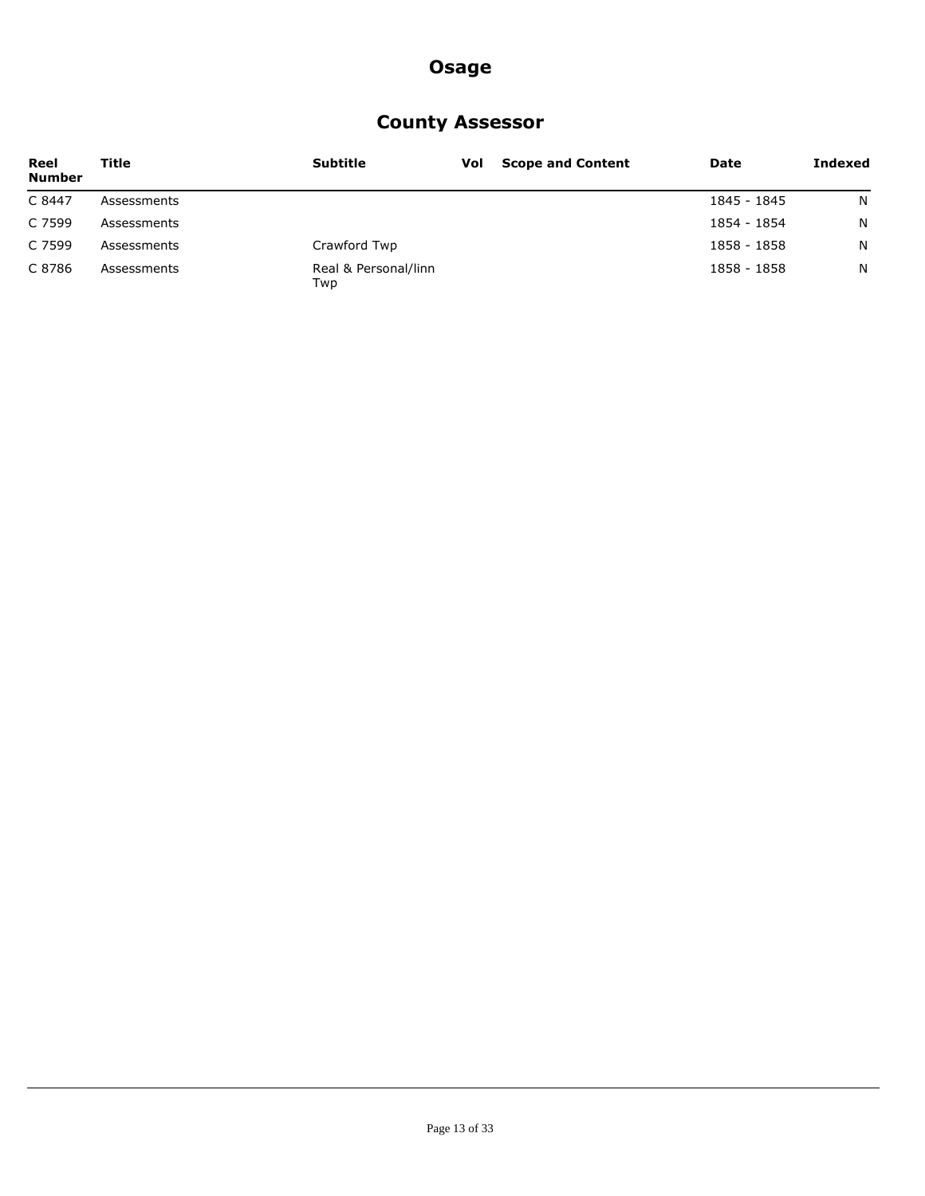# Osage

## County Assessor

| Reel Number | Title | Subtitle | Vol | Scope and Content | Date | Indexed |
|---|---|---|---|---|---|---|
| C 8447 | Assessments | | | | 1845 - 1845 | N |
| C 7599 | Assessments | | | | 1854 - 1854 | N |
| C 7599 | Assessments | Crawford Twp | | | 1858 - 1858 | N |
| C 8786 | Assessments | Real & Personal/linn Twp | | | 1858 - 1858 | N |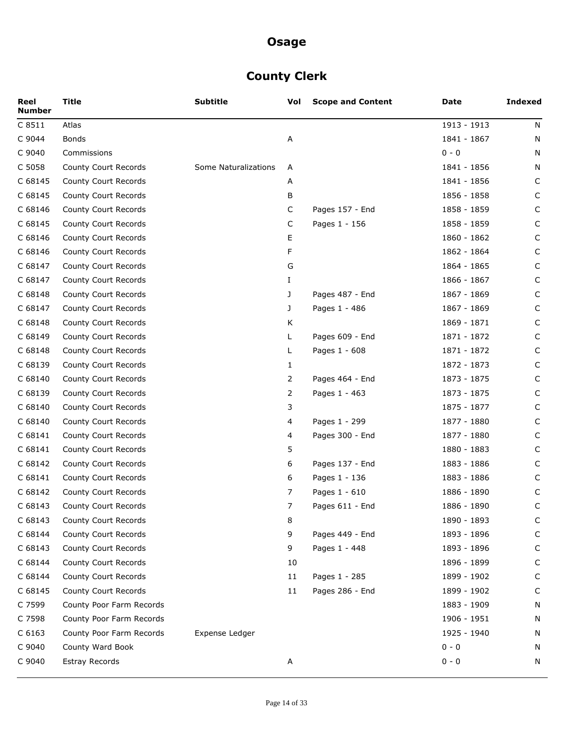# Osage

## County Clerk

| Reel Number | Title | Subtitle | Vol | Scope and Content | Date | Indexed |
|---|---|---|---|---|---|---|
| C 8511 | Atlas | | | | 1913 - 1913 | N |
| C 9044 | Bonds | | A | | 1841 - 1867 | N |
| C 9040 | Commissions | | | | 0 - 0 | N |
| C 5058 | County Court Records | Some Naturalizations | A | | 1841 - 1856 | N |
| C 68145 | County Court Records | | A | | 1841 - 1856 | C |
| C 68145 | County Court Records | | B | | 1856 - 1858 | C |
| C 68146 | County Court Records | | C | Pages 157 - End | 1858 - 1859 | C |
| C 68145 | County Court Records | | C | Pages 1 - 156 | 1858 - 1859 | C |
| C 68146 | County Court Records | | E | | 1860 - 1862 | C |
| C 68146 | County Court Records | | F | | 1862 - 1864 | C |
| C 68147 | County Court Records | | G | | 1864 - 1865 | C |
| C 68147 | County Court Records | | I | | 1866 - 1867 | C |
| C 68148 | County Court Records | | J | Pages 487 - End | 1867 - 1869 | C |
| C 68147 | County Court Records | | J | Pages 1 - 486 | 1867 - 1869 | C |
| C 68148 | County Court Records | | K | | 1869 - 1871 | C |
| C 68149 | County Court Records | | L | Pages 609 - End | 1871 - 1872 | C |
| C 68148 | County Court Records | | L | Pages 1 - 608 | 1871 - 1872 | C |
| C 68139 | County Court Records | | 1 | | 1872 - 1873 | C |
| C 68140 | County Court Records | | 2 | Pages 464 - End | 1873 - 1875 | C |
| C 68139 | County Court Records | | 2 | Pages 1 - 463 | 1873 - 1875 | C |
| C 68140 | County Court Records | | 3 | | 1875 - 1877 | C |
| C 68140 | County Court Records | | 4 | Pages 1 - 299 | 1877 - 1880 | C |
| C 68141 | County Court Records | | 4 | Pages 300 - End | 1877 - 1880 | C |
| C 68141 | County Court Records | | 5 | | 1880 - 1883 | C |
| C 68142 | County Court Records | | 6 | Pages 137 - End | 1883 - 1886 | C |
| C 68141 | County Court Records | | 6 | Pages 1 - 136 | 1883 - 1886 | C |
| C 68142 | County Court Records | | 7 | Pages 1 - 610 | 1886 - 1890 | C |
| C 68143 | County Court Records | | 7 | Pages 611 - End | 1886 - 1890 | C |
| C 68143 | County Court Records | | 8 | | 1890 - 1893 | C |
| C 68144 | County Court Records | | 9 | Pages 449 - End | 1893 - 1896 | C |
| C 68143 | County Court Records | | 9 | Pages 1 - 448 | 1893 - 1896 | C |
| C 68144 | County Court Records | | 10 | | 1896 - 1899 | C |
| C 68144 | County Court Records | | 11 | Pages 1 - 285 | 1899 - 1902 | C |
| C 68145 | County Court Records | | 11 | Pages 286 - End | 1899 - 1902 | C |
| C 7599 | County Poor Farm Records | | | | 1883 - 1909 | N |
| C 7598 | County Poor Farm Records | | | | 1906 - 1951 | N |
| C 6163 | County Poor Farm Records | Expense Ledger | | | 1925 - 1940 | N |
| C 9040 | County Ward Book | | | | 0 - 0 | N |
| C 9040 | Estray Records | | A | | 0 - 0 | N |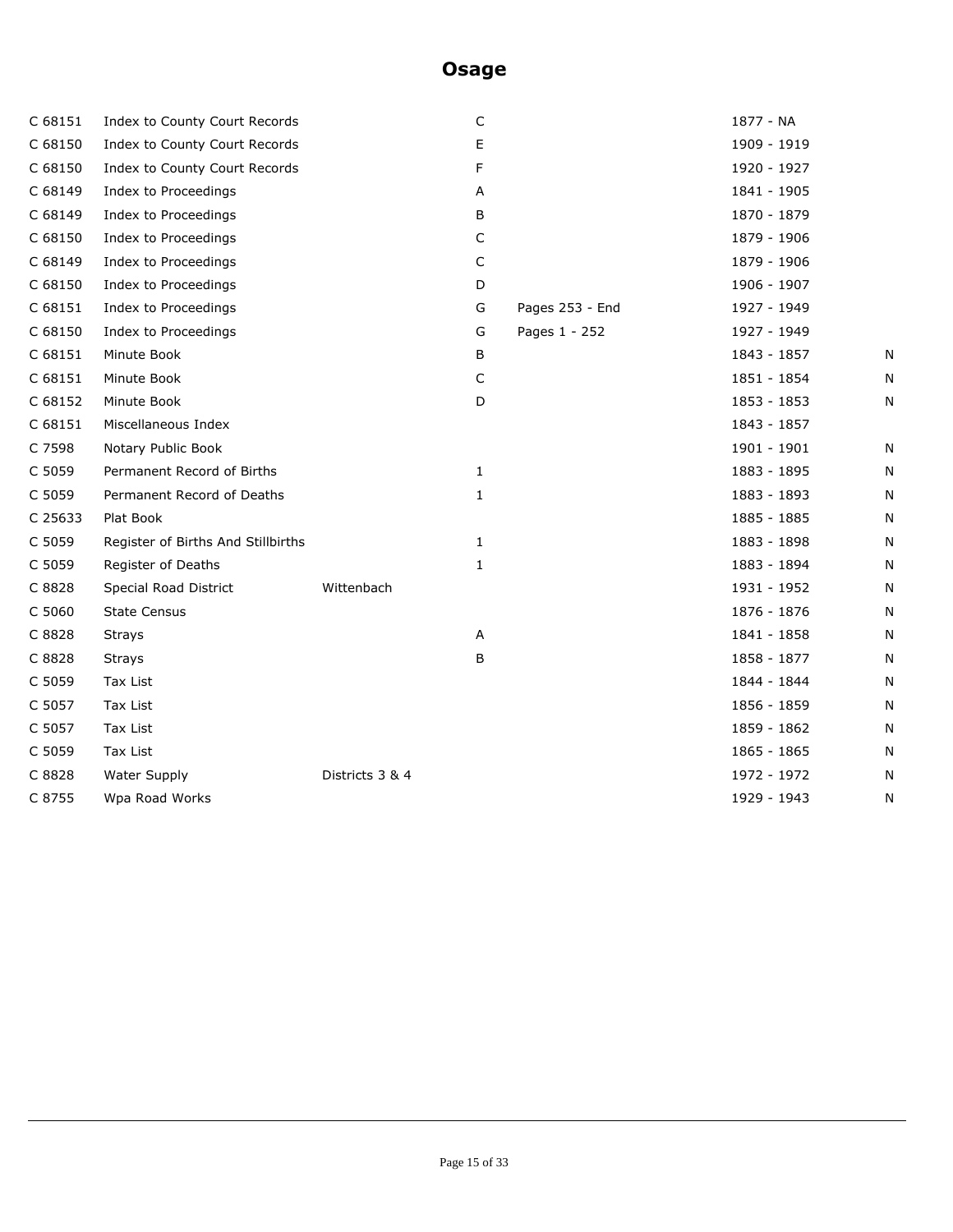# Osage

| | | | | | | |
|---|---|---|---|---|---|---|
| C 68151 | Index to County Court Records | | C | | 1877 - NA | |
| C 68150 | Index to County Court Records | | E | | 1909 - 1919 | |
| C 68150 | Index to County Court Records | | F | | 1920 - 1927 | |
| C 68149 | Index to Proceedings | | A | | 1841 - 1905 | |
| C 68149 | Index to Proceedings | | B | | 1870 - 1879 | |
| C 68150 | Index to Proceedings | | C | | 1879 - 1906 | |
| C 68149 | Index to Proceedings | | C | | 1879 - 1906 | |
| C 68150 | Index to Proceedings | | D | | 1906 - 1907 | |
| C 68151 | Index to Proceedings | | G | Pages 253 - End | 1927 - 1949 | |
| C 68150 | Index to Proceedings | | G | Pages 1 - 252 | 1927 - 1949 | |
| C 68151 | Minute Book | | B | | 1843 - 1857 | N |
| C 68151 | Minute Book | | C | | 1851 - 1854 | N |
| C 68152 | Minute Book | | D | | 1853 - 1853 | N |
| C 68151 | Miscellaneous Index | | | | 1843 - 1857 | |
| C 7598 | Notary Public Book | | | | 1901 - 1901 | N |
| C 5059 | Permanent Record of Births | | 1 | | 1883 - 1895 | N |
| C 5059 | Permanent Record of Deaths | | 1 | | 1883 - 1893 | N |
| C 25633 | Plat Book | | | | 1885 - 1885 | N |
| C 5059 | Register of Births And Stillbirths | | 1 | | 1883 - 1898 | N |
| C 5059 | Register of Deaths | | 1 | | 1883 - 1894 | N |
| C 8828 | Special Road District | Wittenbach | | | 1931 - 1952 | N |
| C 5060 | State Census | | | | 1876 - 1876 | N |
| C 8828 | Strays | | A | | 1841 - 1858 | N |
| C 8828 | Strays | | B | | 1858 - 1877 | N |
| C 5059 | Tax List | | | | 1844 - 1844 | N |
| C 5057 | Tax List | | | | 1856 - 1859 | N |
| C 5057 | Tax List | | | | 1859 - 1862 | N |
| C 5059 | Tax List | | | | 1865 - 1865 | N |
| C 8828 | Water Supply | Districts 3 & 4 | | | 1972 - 1972 | N |
| C 8755 | Wpa Road Works | | | | 1929 - 1943 | N |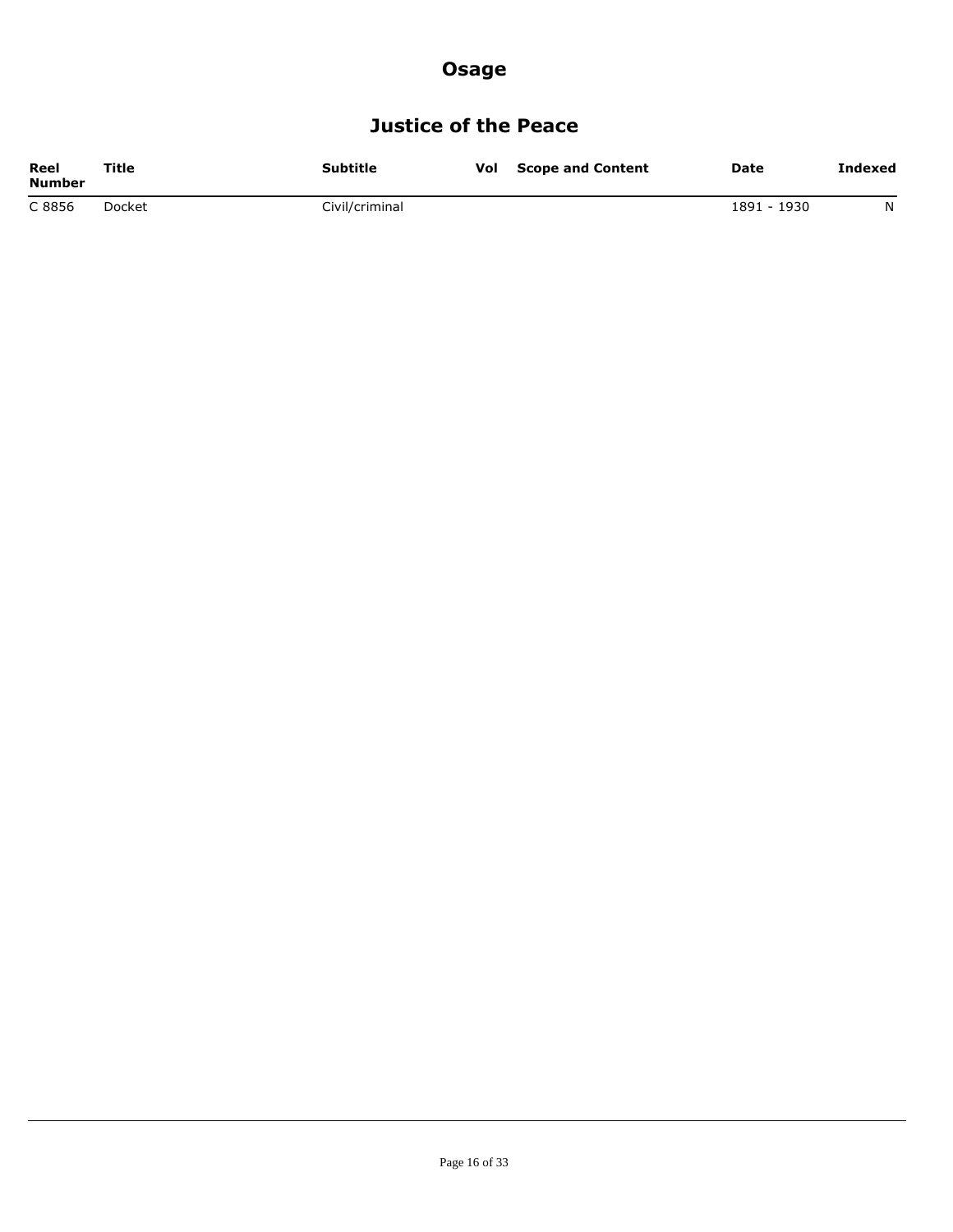# Osage

## Justice of the Peace

| Reel Number | Title | Subtitle | Vol | Scope and Content | Date | Indexed |
|---|---|---|---|---|---|---|
| C 8856 | Docket | Civil/criminal | | | 1891 - 1930 | N |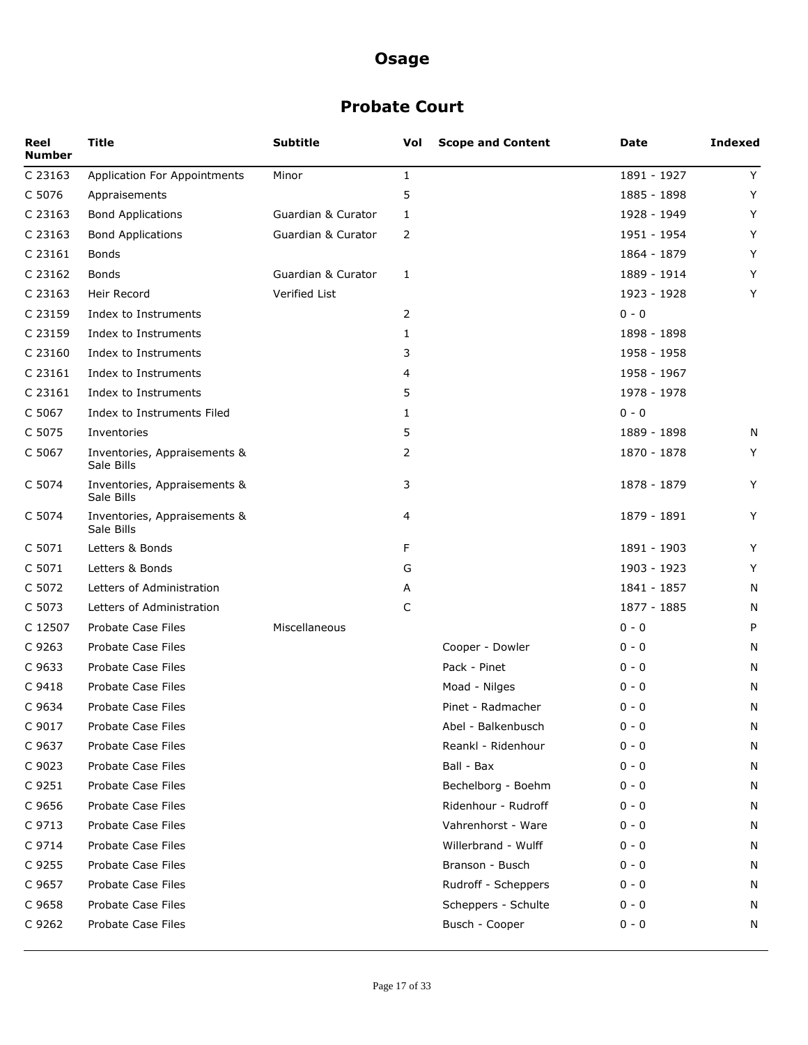# Osage

## Probate Court

| Reel Number | Title | Subtitle | Vol | Scope and Content | Date | Indexed |
|---|---|---|---|---|---|---|
| C 23163 | Application For Appointments | Minor | 1 | | 1891 - 1927 | Y |
| C 5076 | Appraisements | | 5 | | 1885 - 1898 | Y |
| C 23163 | Bond Applications | Guardian & Curator | 1 | | 1928 - 1949 | Y |
| C 23163 | Bond Applications | Guardian & Curator | 2 | | 1951 - 1954 | Y |
| C 23161 | Bonds | | | | 1864 - 1879 | Y |
| C 23162 | Bonds | Guardian & Curator | 1 | | 1889 - 1914 | Y |
| C 23163 | Heir Record | Verified List | | | 1923 - 1928 | Y |
| C 23159 | Index to Instruments | | 2 | | 0 - 0 | |
| C 23159 | Index to Instruments | | 1 | | 1898 - 1898 | |
| C 23160 | Index to Instruments | | 3 | | 1958 - 1958 | |
| C 23161 | Index to Instruments | | 4 | | 1958 - 1967 | |
| C 23161 | Index to Instruments | | 5 | | 1978 - 1978 | |
| C 5067 | Index to Instruments Filed | | 1 | | 0 - 0 | |
| C 5075 | Inventories | | 5 | | 1889 - 1898 | N |
| C 5067 | Inventories, Appraisements & Sale Bills | | 2 | | 1870 - 1878 | Y |
| C 5074 | Inventories, Appraisements & Sale Bills | | 3 | | 1878 - 1879 | Y |
| C 5074 | Inventories, Appraisements & Sale Bills | | 4 | | 1879 - 1891 | Y |
| C 5071 | Letters & Bonds | | F | | 1891 - 1903 | Y |
| C 5071 | Letters & Bonds | | G | | 1903 - 1923 | Y |
| C 5072 | Letters of Administration | | A | | 1841 - 1857 | N |
| C 5073 | Letters of Administration | | C | | 1877 - 1885 | N |
| C 12507 | Probate Case Files | Miscellaneous | | | 0 - 0 | P |
| C 9263 | Probate Case Files | | | Cooper - Dowler | 0 - 0 | N |
| C 9633 | Probate Case Files | | | Pack - Pinet | 0 - 0 | N |
| C 9418 | Probate Case Files | | | Moad - Nilges | 0 - 0 | N |
| C 9634 | Probate Case Files | | | Pinet - Radmacher | 0 - 0 | N |
| C 9017 | Probate Case Files | | | Abel - Balkenbusch | 0 - 0 | N |
| C 9637 | Probate Case Files | | | Reankl - Ridenhour | 0 - 0 | N |
| C 9023 | Probate Case Files | | | Ball - Bax | 0 - 0 | N |
| C 9251 | Probate Case Files | | | Bechelborg - Boehm | 0 - 0 | N |
| C 9656 | Probate Case Files | | | Ridenhour - Rudroff | 0 - 0 | N |
| C 9713 | Probate Case Files | | | Vahrenhorst - Ware | 0 - 0 | N |
| C 9714 | Probate Case Files | | | Willerbrand - Wulff | 0 - 0 | N |
| C 9255 | Probate Case Files | | | Branson - Busch | 0 - 0 | N |
| C 9657 | Probate Case Files | | | Rudroff - Scheppers | 0 - 0 | N |
| C 9658 | Probate Case Files | | | Scheppers - Schulte | 0 - 0 | N |
| C 9262 | Probate Case Files | | | Busch - Cooper | 0 - 0 | N |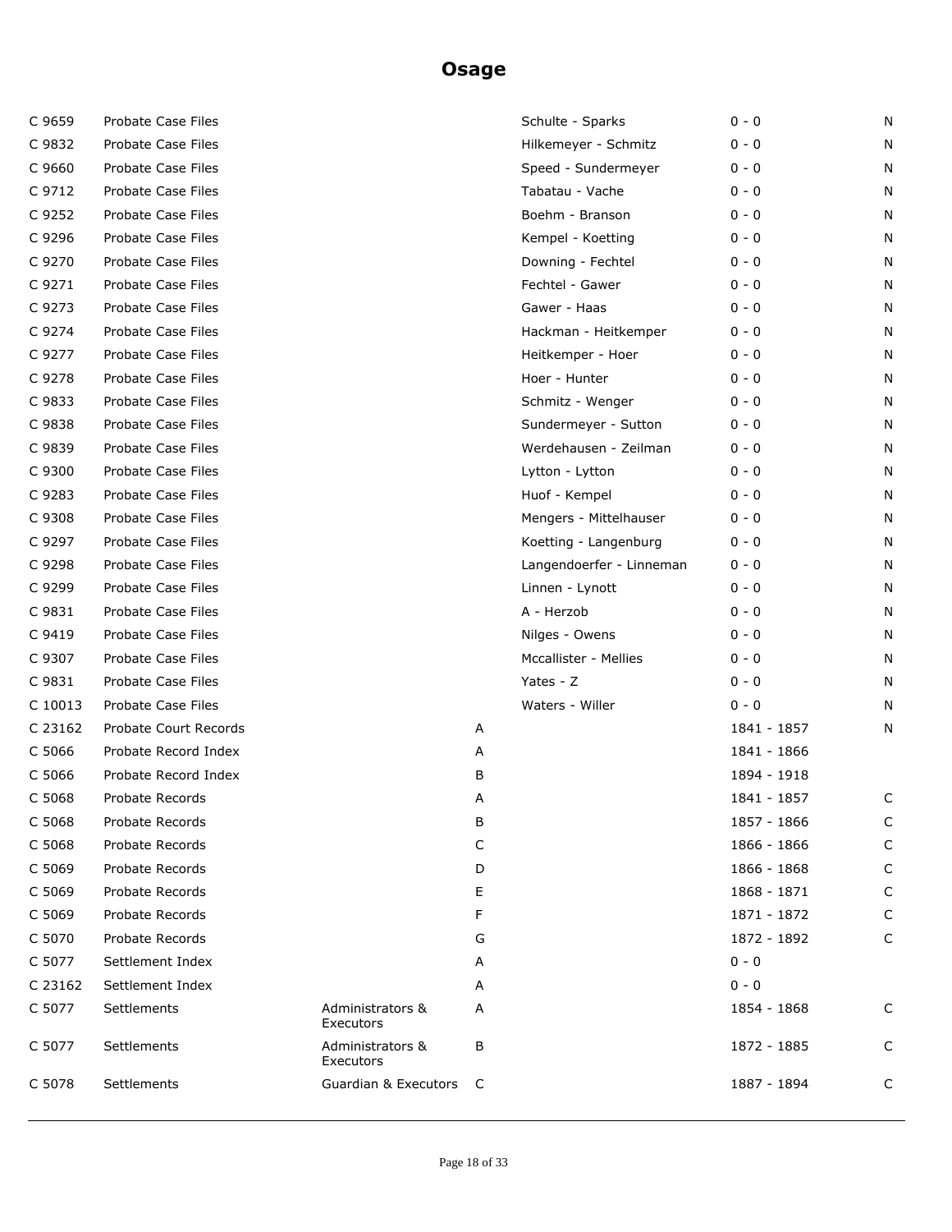# Osage

| | | | | | | |
|---|---|---|---|---|---|---|
| C 9659 | Probate Case Files | | | Schulte - Sparks | 0 - 0 | N |
| C 9832 | Probate Case Files | | | Hilkemeyer - Schmitz | 0 - 0 | N |
| C 9660 | Probate Case Files | | | Speed - Sundermeyer | 0 - 0 | N |
| C 9712 | Probate Case Files | | | Tabatau - Vache | 0 - 0 | N |
| C 9252 | Probate Case Files | | | Boehm - Branson | 0 - 0 | N |
| C 9296 | Probate Case Files | | | Kempel - Koetting | 0 - 0 | N |
| C 9270 | Probate Case Files | | | Downing - Fechtel | 0 - 0 | N |
| C 9271 | Probate Case Files | | | Fechtel - Gawer | 0 - 0 | N |
| C 9273 | Probate Case Files | | | Gawer - Haas | 0 - 0 | N |
| C 9274 | Probate Case Files | | | Hackman - Heitkemper | 0 - 0 | N |
| C 9277 | Probate Case Files | | | Heitkemper - Hoer | 0 - 0 | N |
| C 9278 | Probate Case Files | | | Hoer - Hunter | 0 - 0 | N |
| C 9833 | Probate Case Files | | | Schmitz - Wenger | 0 - 0 | N |
| C 9838 | Probate Case Files | | | Sundermeyer - Sutton | 0 - 0 | N |
| C 9839 | Probate Case Files | | | Werdehausen - Zeilman | 0 - 0 | N |
| C 9300 | Probate Case Files | | | Lytton - Lytton | 0 - 0 | N |
| C 9283 | Probate Case Files | | | Huof - Kempel | 0 - 0 | N |
| C 9308 | Probate Case Files | | | Mengers - Mittelhauser | 0 - 0 | N |
| C 9297 | Probate Case Files | | | Koetting - Langenburg | 0 - 0 | N |
| C 9298 | Probate Case Files | | | Langendoerfer - Linneman | 0 - 0 | N |
| C 9299 | Probate Case Files | | | Linnen - Lynott | 0 - 0 | N |
| C 9831 | Probate Case Files | | | A - Herzob | 0 - 0 | N |
| C 9419 | Probate Case Files | | | Nilges - Owens | 0 - 0 | N |
| C 9307 | Probate Case Files | | | Mccallister - Mellies | 0 - 0 | N |
| C 9831 | Probate Case Files | | | Yates - Z | 0 - 0 | N |
| C 10013 | Probate Case Files | | | Waters - Willer | 0 - 0 | N |
| C 23162 | Probate Court Records | | A | | 1841 - 1857 | N |
| C 5066 | Probate Record Index | | A | | 1841 - 1866 | |
| C 5066 | Probate Record Index | | B | | 1894 - 1918 | |
| C 5068 | Probate Records | | A | | 1841 - 1857 | C |
| C 5068 | Probate Records | | B | | 1857 - 1866 | C |
| C 5068 | Probate Records | | C | | 1866 - 1866 | C |
| C 5069 | Probate Records | | D | | 1866 - 1868 | C |
| C 5069 | Probate Records | | E | | 1868 - 1871 | C |
| C 5069 | Probate Records | | F | | 1871 - 1872 | C |
| C 5070 | Probate Records | | G | | 1872 - 1892 | C |
| C 5077 | Settlement Index | | A | | 0 - 0 | |
| C 23162 | Settlement Index | | A | | 0 - 0 | |
| C 5077 | Settlements | Administrators & Executors | A | | 1854 - 1868 | C |
| C 5077 | Settlements | Administrators & Executors | B | | 1872 - 1885 | C |
| C 5078 | Settlements | Guardian & Executors | C | | 1887 - 1894 | C |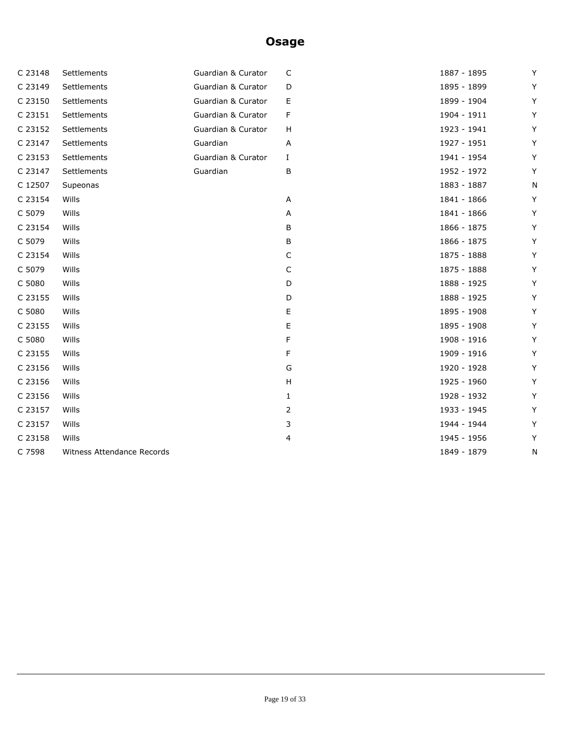## Osage

| | | | | | |
|---|---|---|---|---|---|
| C 23148 | Settlements | Guardian & Curator | C | 1887 - 1895 | Y |
| C 23149 | Settlements | Guardian & Curator | D | 1895 - 1899 | Y |
| C 23150 | Settlements | Guardian & Curator | E | 1899 - 1904 | Y |
| C 23151 | Settlements | Guardian & Curator | F | 1904 - 1911 | Y |
| C 23152 | Settlements | Guardian & Curator | H | 1923 - 1941 | Y |
| C 23147 | Settlements | Guardian | A | 1927 - 1951 | Y |
| C 23153 | Settlements | Guardian & Curator | I | 1941 - 1954 | Y |
| C 23147 | Settlements | Guardian | B | 1952 - 1972 | Y |
| C 12507 | Supeonas | | | 1883 - 1887 | N |
| C 23154 | Wills | | A | 1841 - 1866 | Y |
| C 5079 | Wills | | A | 1841 - 1866 | Y |
| C 23154 | Wills | | B | 1866 - 1875 | Y |
| C 5079 | Wills | | B | 1866 - 1875 | Y |
| C 23154 | Wills | | C | 1875 - 1888 | Y |
| C 5079 | Wills | | C | 1875 - 1888 | Y |
| C 5080 | Wills | | D | 1888 - 1925 | Y |
| C 23155 | Wills | | D | 1888 - 1925 | Y |
| C 5080 | Wills | | E | 1895 - 1908 | Y |
| C 23155 | Wills | | E | 1895 - 1908 | Y |
| C 5080 | Wills | | F | 1908 - 1916 | Y |
| C 23155 | Wills | | F | 1909 - 1916 | Y |
| C 23156 | Wills | | G | 1920 - 1928 | Y |
| C 23156 | Wills | | H | 1925 - 1960 | Y |
| C 23156 | Wills | | 1 | 1928 - 1932 | Y |
| C 23157 | Wills | | 2 | 1933 - 1945 | Y |
| C 23157 | Wills | | 3 | 1944 - 1944 | Y |
| C 23158 | Wills | | 4 | 1945 - 1956 | Y |
| C 7598 | Witness Attendance Records | | | 1849 - 1879 | N |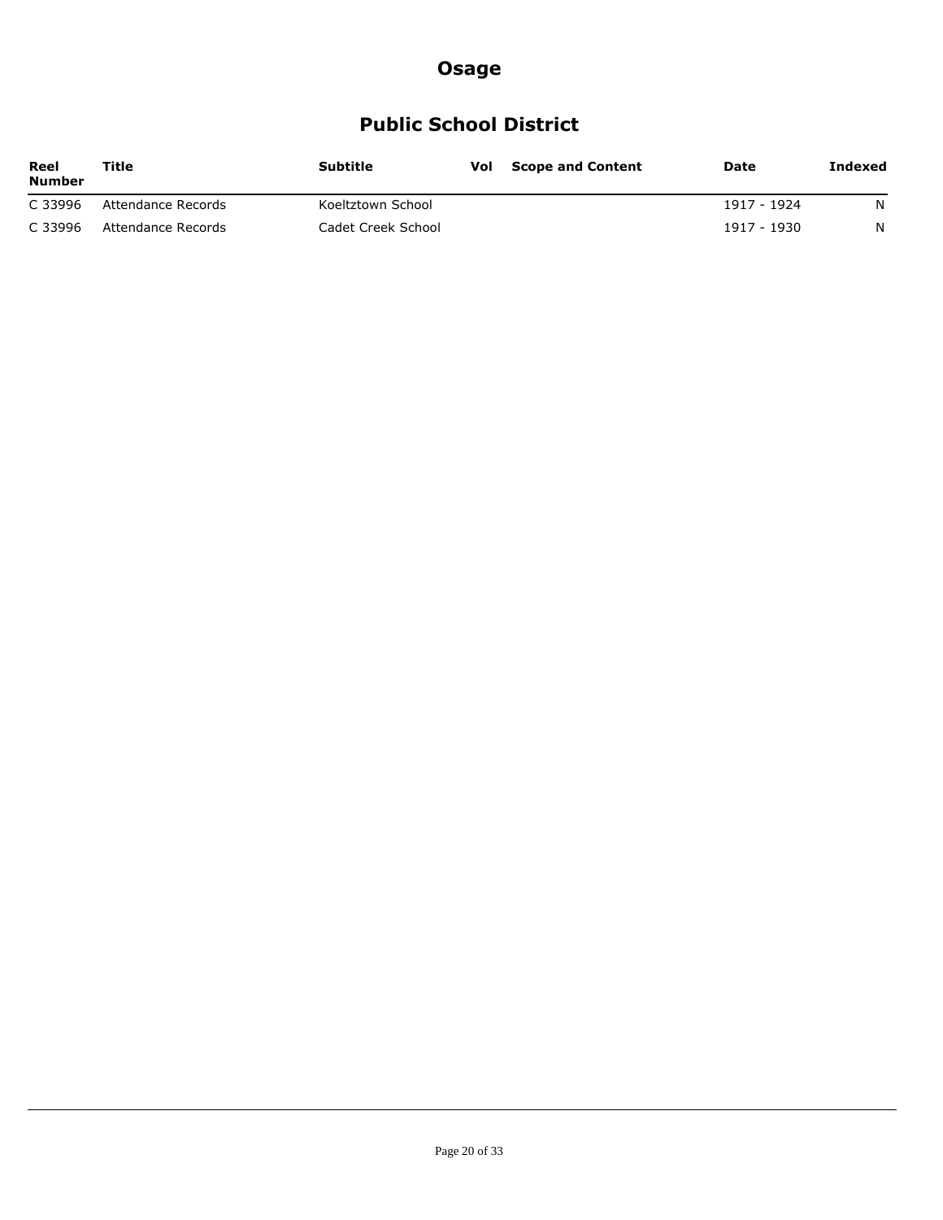# Osage

## Public School District

| Reel Number | Title | Subtitle | Vol | Scope and Content | Date | Indexed |
|---|---|---|---|---|---|---|
| C 33996 | Attendance Records | Koeltztown School | | | 1917 - 1924 | N |
| C 33996 | Attendance Records | Cadet Creek School | | | 1917 - 1930 | N |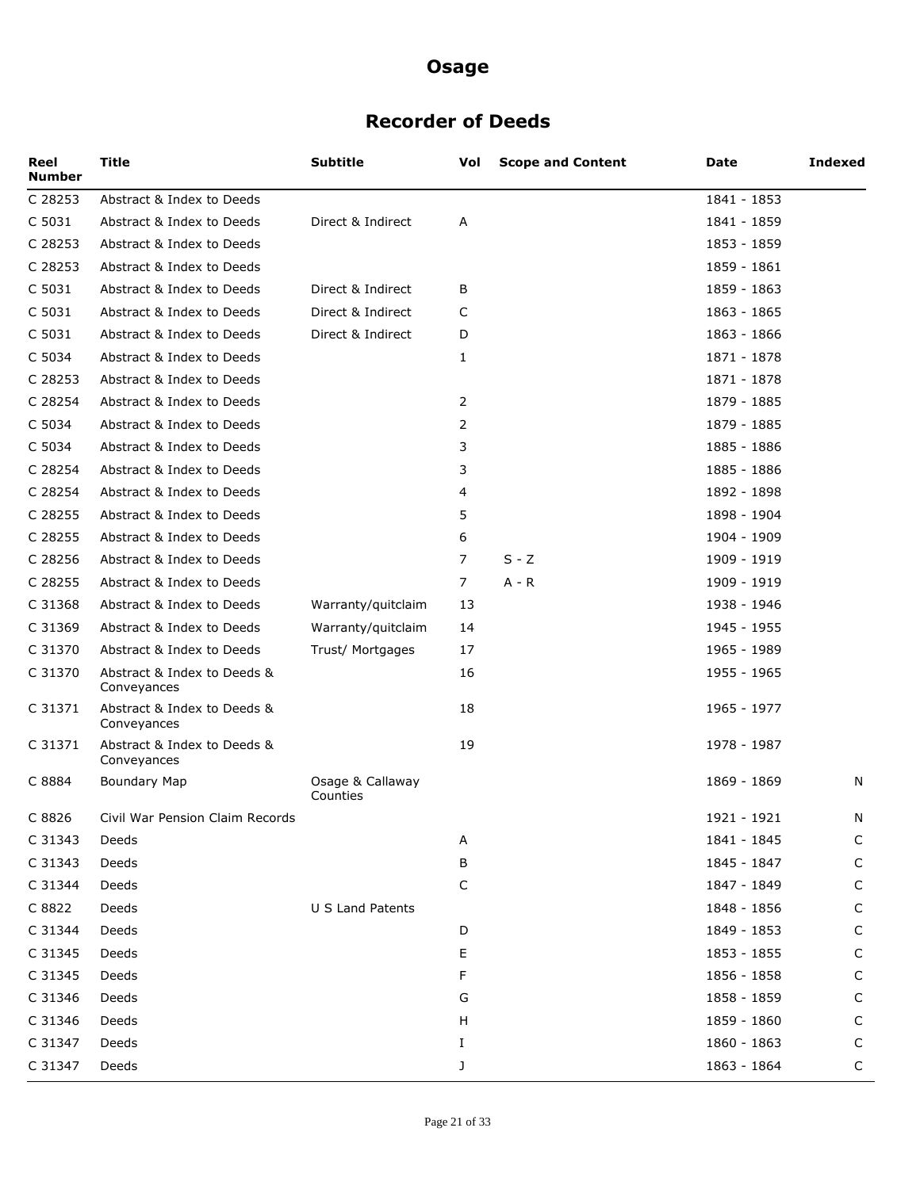# Osage

## Recorder of Deeds

| Reel Number | Title | Subtitle | Vol | Scope and Content | Date | Indexed |
|---|---|---|---|---|---|---|
| C 28253 | Abstract & Index to Deeds | | | | 1841 - 1853 | |
| C 5031 | Abstract & Index to Deeds | Direct & Indirect | A | | 1841 - 1859 | |
| C 28253 | Abstract & Index to Deeds | | | | 1853 - 1859 | |
| C 28253 | Abstract & Index to Deeds | | | | 1859 - 1861 | |
| C 5031 | Abstract & Index to Deeds | Direct & Indirect | B | | 1859 - 1863 | |
| C 5031 | Abstract & Index to Deeds | Direct & Indirect | C | | 1863 - 1865 | |
| C 5031 | Abstract & Index to Deeds | Direct & Indirect | D | | 1863 - 1866 | |
| C 5034 | Abstract & Index to Deeds | | 1 | | 1871 - 1878 | |
| C 28253 | Abstract & Index to Deeds | | | | 1871 - 1878 | |
| C 28254 | Abstract & Index to Deeds | | 2 | | 1879 - 1885 | |
| C 5034 | Abstract & Index to Deeds | | 2 | | 1879 - 1885 | |
| C 5034 | Abstract & Index to Deeds | | 3 | | 1885 - 1886 | |
| C 28254 | Abstract & Index to Deeds | | 3 | | 1885 - 1886 | |
| C 28254 | Abstract & Index to Deeds | | 4 | | 1892 - 1898 | |
| C 28255 | Abstract & Index to Deeds | | 5 | | 1898 - 1904 | |
| C 28255 | Abstract & Index to Deeds | | 6 | | 1904 - 1909 | |
| C 28256 | Abstract & Index to Deeds | | 7 | S - Z | 1909 - 1919 | |
| C 28255 | Abstract & Index to Deeds | | 7 | A - R | 1909 - 1919 | |
| C 31368 | Abstract & Index to Deeds | Warranty/quitclaim | 13 | | 1938 - 1946 | |
| C 31369 | Abstract & Index to Deeds | Warranty/quitclaim | 14 | | 1945 - 1955 | |
| C 31370 | Abstract & Index to Deeds | Trust/ Mortgages | 17 | | 1965 - 1989 | |
| C 31370 | Abstract & Index to Deeds & Conveyances | | 16 | | 1955 - 1965 | |
| C 31371 | Abstract & Index to Deeds & Conveyances | | 18 | | 1965 - 1977 | |
| C 31371 | Abstract & Index to Deeds & Conveyances | | 19 | | 1978 - 1987 | |
| C 8884 | Boundary Map | Osage & Callaway Counties | | | 1869 - 1869 | N |
| C 8826 | Civil War Pension Claim Records | | | | 1921 - 1921 | N |
| C 31343 | Deeds | | A | | 1841 - 1845 | C |
| C 31343 | Deeds | | B | | 1845 - 1847 | C |
| C 31344 | Deeds | | C | | 1847 - 1849 | C |
| C 8822 | Deeds | U S Land Patents | | | 1848 - 1856 | C |
| C 31344 | Deeds | | D | | 1849 - 1853 | C |
| C 31345 | Deeds | | E | | 1853 - 1855 | C |
| C 31345 | Deeds | | F | | 1856 - 1858 | C |
| C 31346 | Deeds | | G | | 1858 - 1859 | C |
| C 31346 | Deeds | | H | | 1859 - 1860 | C |
| C 31347 | Deeds | | I | | 1860 - 1863 | C |
| C 31347 | Deeds | | J | | 1863 - 1864 | C |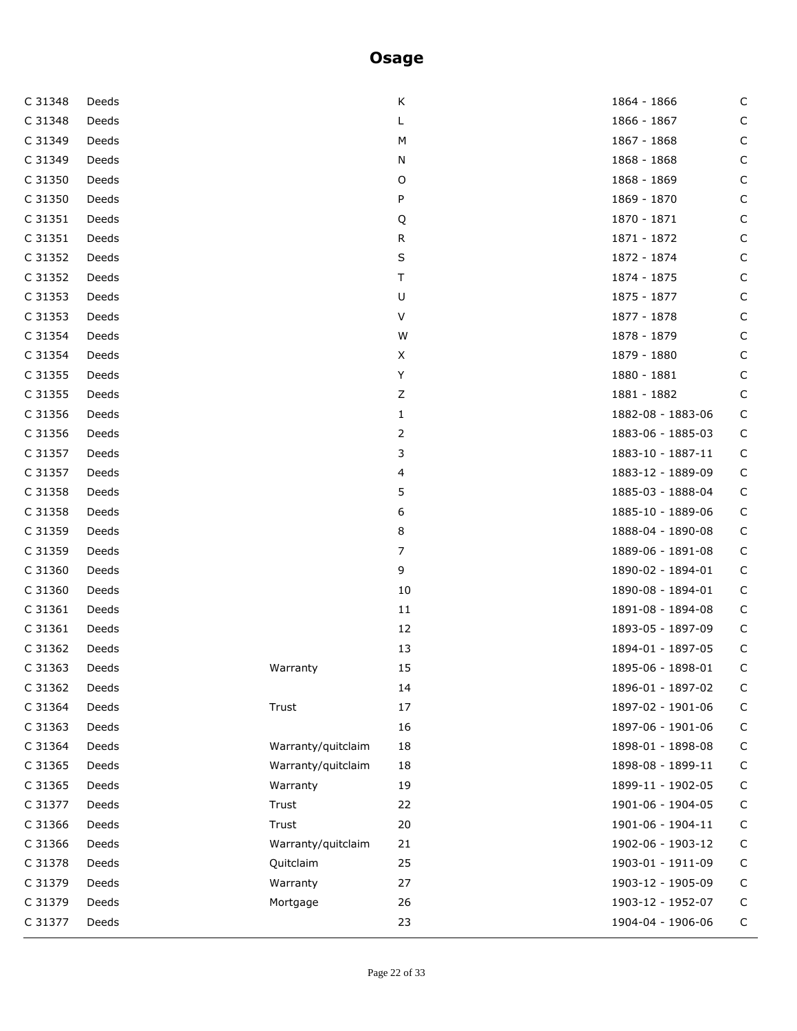# Osage

| | | | | | |
|---|---|---|---|---|---|
| C 31348 | Deeds | | K | 1864 - 1866 | C |
| C 31348 | Deeds | | L | 1866 - 1867 | C |
| C 31349 | Deeds | | M | 1867 - 1868 | C |
| C 31349 | Deeds | | N | 1868 - 1868 | C |
| C 31350 | Deeds | | O | 1868 - 1869 | C |
| C 31350 | Deeds | | P | 1869 - 1870 | C |
| C 31351 | Deeds | | Q | 1870 - 1871 | C |
| C 31351 | Deeds | | R | 1871 - 1872 | C |
| C 31352 | Deeds | | S | 1872 - 1874 | C |
| C 31352 | Deeds | | T | 1874 - 1875 | C |
| C 31353 | Deeds | | U | 1875 - 1877 | C |
| C 31353 | Deeds | | V | 1877 - 1878 | C |
| C 31354 | Deeds | | W | 1878 - 1879 | C |
| C 31354 | Deeds | | X | 1879 - 1880 | C |
| C 31355 | Deeds | | Y | 1880 - 1881 | C |
| C 31355 | Deeds | | Z | 1881 - 1882 | C |
| C 31356 | Deeds | | 1 | 1882-08 - 1883-06 | C |
| C 31356 | Deeds | | 2 | 1883-06 - 1885-03 | C |
| C 31357 | Deeds | | 3 | 1883-10 - 1887-11 | C |
| C 31357 | Deeds | | 4 | 1883-12 - 1889-09 | C |
| C 31358 | Deeds | | 5 | 1885-03 - 1888-04 | C |
| C 31358 | Deeds | | 6 | 1885-10 - 1889-06 | C |
| C 31359 | Deeds | | 8 | 1888-04 - 1890-08 | C |
| C 31359 | Deeds | | 7 | 1889-06 - 1891-08 | C |
| C 31360 | Deeds | | 9 | 1890-02 - 1894-01 | C |
| C 31360 | Deeds | | 10 | 1890-08 - 1894-01 | C |
| C 31361 | Deeds | | 11 | 1891-08 - 1894-08 | C |
| C 31361 | Deeds | | 12 | 1893-05 - 1897-09 | C |
| C 31362 | Deeds | | 13 | 1894-01 - 1897-05 | C |
| C 31363 | Deeds | Warranty | 15 | 1895-06 - 1898-01 | C |
| C 31362 | Deeds | | 14 | 1896-01 - 1897-02 | C |
| C 31364 | Deeds | Trust | 17 | 1897-02 - 1901-06 | C |
| C 31363 | Deeds | | 16 | 1897-06 - 1901-06 | C |
| C 31364 | Deeds | Warranty/quitclaim | 18 | 1898-01 - 1898-08 | C |
| C 31365 | Deeds | Warranty/quitclaim | 18 | 1898-08 - 1899-11 | C |
| C 31365 | Deeds | Warranty | 19 | 1899-11 - 1902-05 | C |
| C 31377 | Deeds | Trust | 22 | 1901-06 - 1904-05 | C |
| C 31366 | Deeds | Trust | 20 | 1901-06 - 1904-11 | C |
| C 31366 | Deeds | Warranty/quitclaim | 21 | 1902-06 - 1903-12 | C |
| C 31378 | Deeds | Quitclaim | 25 | 1903-01 - 1911-09 | C |
| C 31379 | Deeds | Warranty | 27 | 1903-12 - 1905-09 | C |
| C 31379 | Deeds | Mortgage | 26 | 1903-12 - 1952-07 | C |
| C 31377 | Deeds | | 23 | 1904-04 - 1906-06 | C |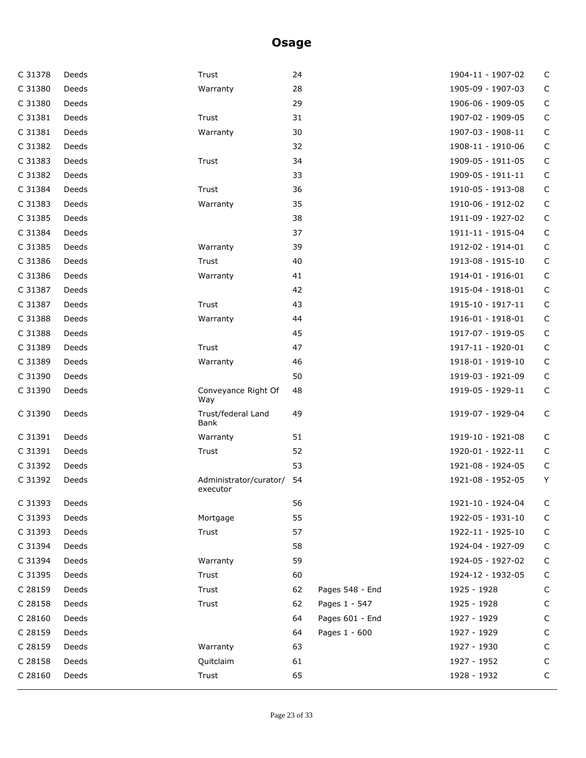# Osage

| | | | | | | |
|---|---|---|---|---|---|---|
| C 31378 | Deeds | Trust | 24 | | 1904-11 - 1907-02 | C |
| C 31380 | Deeds | Warranty | 28 | | 1905-09 - 1907-03 | C |
| C 31380 | Deeds | | 29 | | 1906-06 - 1909-05 | C |
| C 31381 | Deeds | Trust | 31 | | 1907-02 - 1909-05 | C |
| C 31381 | Deeds | Warranty | 30 | | 1907-03 - 1908-11 | C |
| C 31382 | Deeds | | 32 | | 1908-11 - 1910-06 | C |
| C 31383 | Deeds | Trust | 34 | | 1909-05 - 1911-05 | C |
| C 31382 | Deeds | | 33 | | 1909-05 - 1911-11 | C |
| C 31384 | Deeds | Trust | 36 | | 1910-05 - 1913-08 | C |
| C 31383 | Deeds | Warranty | 35 | | 1910-06 - 1912-02 | C |
| C 31385 | Deeds | | 38 | | 1911-09 - 1927-02 | C |
| C 31384 | Deeds | | 37 | | 1911-11 - 1915-04 | C |
| C 31385 | Deeds | Warranty | 39 | | 1912-02 - 1914-01 | C |
| C 31386 | Deeds | Trust | 40 | | 1913-08 - 1915-10 | C |
| C 31386 | Deeds | Warranty | 41 | | 1914-01 - 1916-01 | C |
| C 31387 | Deeds | | 42 | | 1915-04 - 1918-01 | C |
| C 31387 | Deeds | Trust | 43 | | 1915-10 - 1917-11 | C |
| C 31388 | Deeds | Warranty | 44 | | 1916-01 - 1918-01 | C |
| C 31388 | Deeds | | 45 | | 1917-07 - 1919-05 | C |
| C 31389 | Deeds | Trust | 47 | | 1917-11 - 1920-01 | C |
| C 31389 | Deeds | Warranty | 46 | | 1918-01 - 1919-10 | C |
| C 31390 | Deeds | | 50 | | 1919-03 - 1921-09 | C |
| C 31390 | Deeds | Conveyance Right Of Way | 48 | | 1919-05 - 1929-11 | C |
| C 31390 | Deeds | Trust/federal Land Bank | 49 | | 1919-07 - 1929-04 | C |
| C 31391 | Deeds | Warranty | 51 | | 1919-10 - 1921-08 | C |
| C 31391 | Deeds | Trust | 52 | | 1920-01 - 1922-11 | C |
| C 31392 | Deeds | | 53 | | 1921-08 - 1924-05 | C |
| C 31392 | Deeds | Administrator/curator/executor | 54 | | 1921-08 - 1952-05 | Y |
| C 31393 | Deeds | | 56 | | 1921-10 - 1924-04 | C |
| C 31393 | Deeds | Mortgage | 55 | | 1922-05 - 1931-10 | C |
| C 31393 | Deeds | Trust | 57 | | 1922-11 - 1925-10 | C |
| C 31394 | Deeds | | 58 | | 1924-04 - 1927-09 | C |
| C 31394 | Deeds | Warranty | 59 | | 1924-05 - 1927-02 | C |
| C 31395 | Deeds | Trust | 60 | | 1924-12 - 1932-05 | C |
| C 28159 | Deeds | Trust | 62 | Pages 548 - End | 1925 - 1928 | C |
| C 28158 | Deeds | Trust | 62 | Pages 1 - 547 | 1925 - 1928 | C |
| C 28160 | Deeds | | 64 | Pages 601 - End | 1927 - 1929 | C |
| C 28159 | Deeds | | 64 | Pages 1 - 600 | 1927 - 1929 | C |
| C 28159 | Deeds | Warranty | 63 | | 1927 - 1930 | C |
| C 28158 | Deeds | Quitclaim | 61 | | 1927 - 1952 | C |
| C 28160 | Deeds | Trust | 65 | | 1928 - 1932 | C |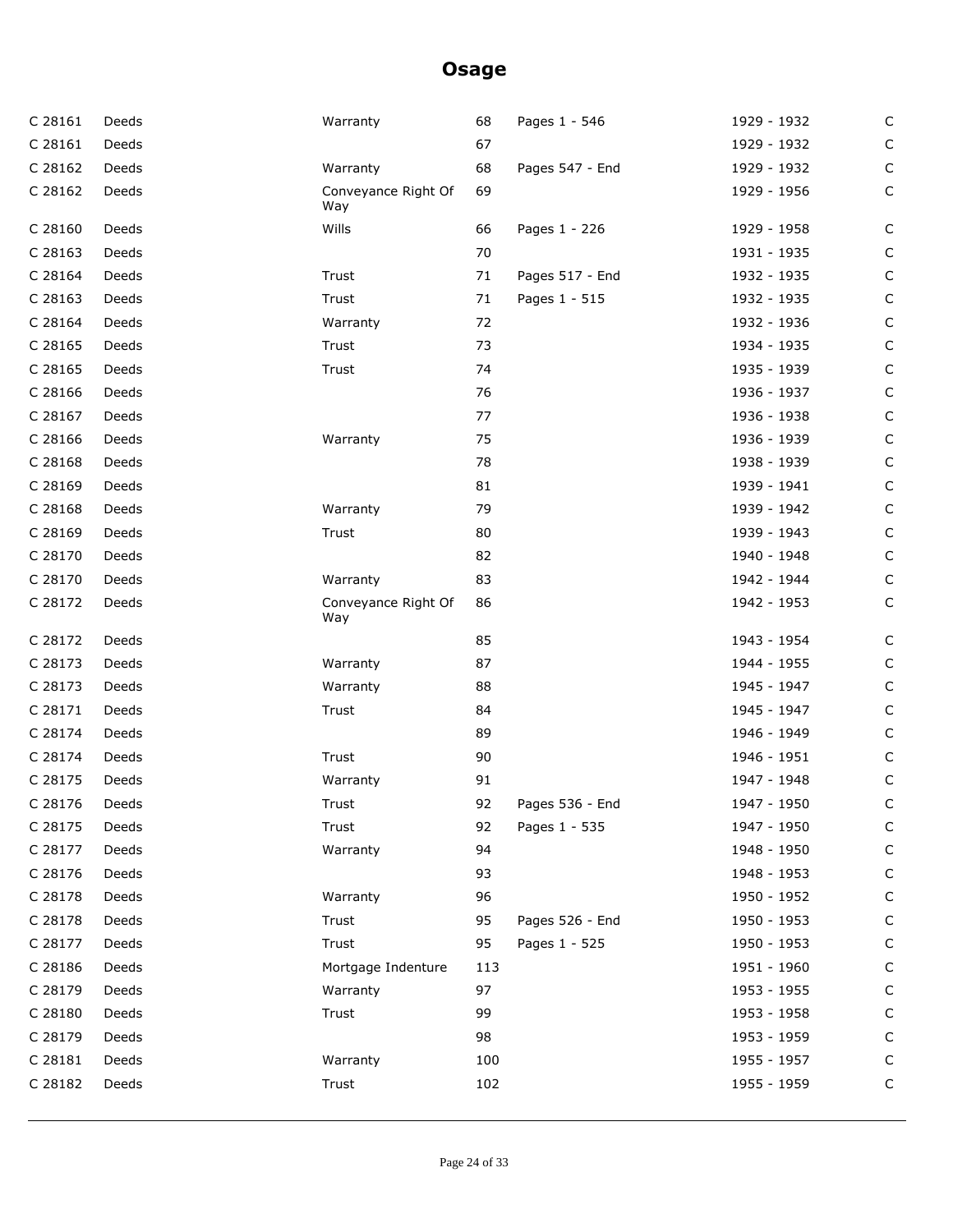# Osage

| | | | | | | |
|---|---|---|---|---|---|---|
| C 28161 | Deeds | Warranty | 68 | Pages 1 - 546 | 1929 - 1932 | C |
| C 28161 | Deeds | | 67 | | 1929 - 1932 | C |
| C 28162 | Deeds | Warranty | 68 | Pages 547 - End | 1929 - 1932 | C |
| C 28162 | Deeds | Conveyance Right Of Way | 69 | | 1929 - 1956 | C |
| C 28160 | Deeds | Wills | 66 | Pages 1 - 226 | 1929 - 1958 | C |
| C 28163 | Deeds | | 70 | | 1931 - 1935 | C |
| C 28164 | Deeds | Trust | 71 | Pages 517 - End | 1932 - 1935 | C |
| C 28163 | Deeds | Trust | 71 | Pages 1 - 515 | 1932 - 1935 | C |
| C 28164 | Deeds | Warranty | 72 | | 1932 - 1936 | C |
| C 28165 | Deeds | Trust | 73 | | 1934 - 1935 | C |
| C 28165 | Deeds | Trust | 74 | | 1935 - 1939 | C |
| C 28166 | Deeds | | 76 | | 1936 - 1937 | C |
| C 28167 | Deeds | | 77 | | 1936 - 1938 | C |
| C 28166 | Deeds | Warranty | 75 | | 1936 - 1939 | C |
| C 28168 | Deeds | | 78 | | 1938 - 1939 | C |
| C 28169 | Deeds | | 81 | | 1939 - 1941 | C |
| C 28168 | Deeds | Warranty | 79 | | 1939 - 1942 | C |
| C 28169 | Deeds | Trust | 80 | | 1939 - 1943 | C |
| C 28170 | Deeds | | 82 | | 1940 - 1948 | C |
| C 28170 | Deeds | Warranty | 83 | | 1942 - 1944 | C |
| C 28172 | Deeds | Conveyance Right Of Way | 86 | | 1942 - 1953 | C |
| C 28172 | Deeds | | 85 | | 1943 - 1954 | C |
| C 28173 | Deeds | Warranty | 87 | | 1944 - 1955 | C |
| C 28173 | Deeds | Warranty | 88 | | 1945 - 1947 | C |
| C 28171 | Deeds | Trust | 84 | | 1945 - 1947 | C |
| C 28174 | Deeds | | 89 | | 1946 - 1949 | C |
| C 28174 | Deeds | Trust | 90 | | 1946 - 1951 | C |
| C 28175 | Deeds | Warranty | 91 | | 1947 - 1948 | C |
| C 28176 | Deeds | Trust | 92 | Pages 536 - End | 1947 - 1950 | C |
| C 28175 | Deeds | Trust | 92 | Pages 1 - 535 | 1947 - 1950 | C |
| C 28177 | Deeds | Warranty | 94 | | 1948 - 1950 | C |
| C 28176 | Deeds | | 93 | | 1948 - 1953 | C |
| C 28178 | Deeds | Warranty | 96 | | 1950 - 1952 | C |
| C 28178 | Deeds | Trust | 95 | Pages 526 - End | 1950 - 1953 | C |
| C 28177 | Deeds | Trust | 95 | Pages 1 - 525 | 1950 - 1953 | C |
| C 28186 | Deeds | Mortgage Indenture | 113 | | 1951 - 1960 | C |
| C 28179 | Deeds | Warranty | 97 | | 1953 - 1955 | C |
| C 28180 | Deeds | Trust | 99 | | 1953 - 1958 | C |
| C 28179 | Deeds | | 98 | | 1953 - 1959 | C |
| C 28181 | Deeds | Warranty | 100 | | 1955 - 1957 | C |
| C 28182 | Deeds | Trust | 102 | | 1955 - 1959 | C |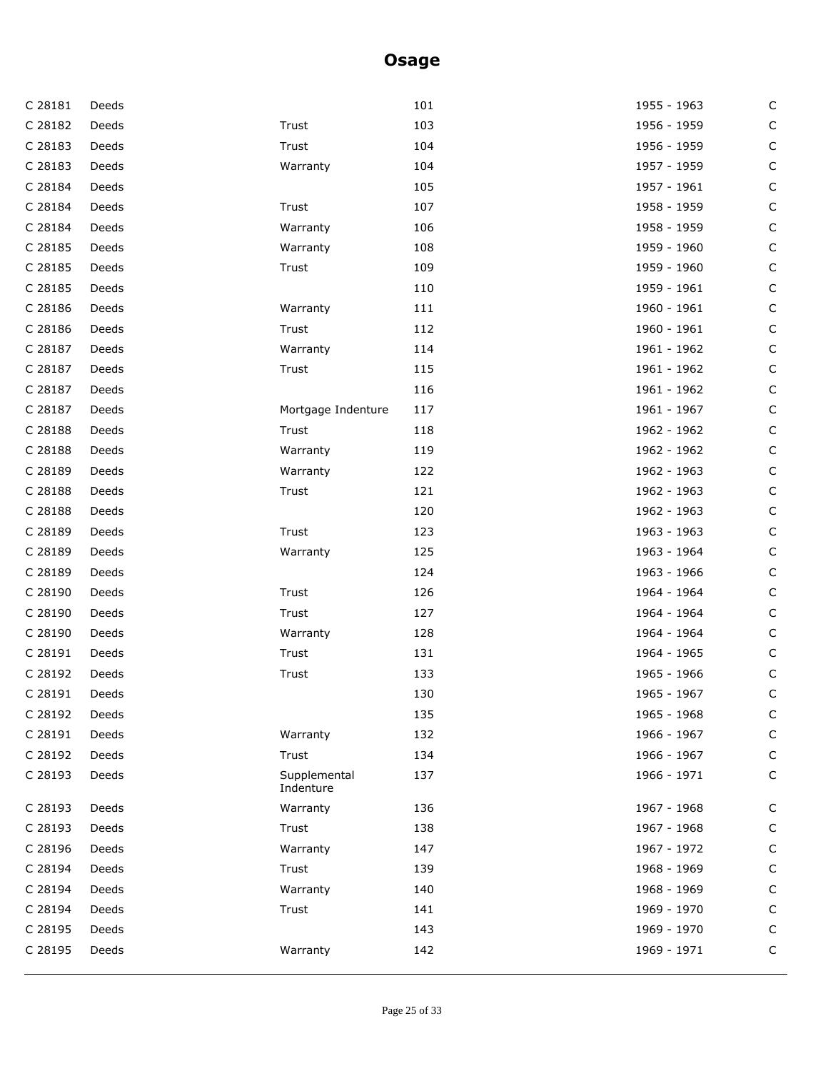# Osage

| | | | | | |
|---|---|---|---|---|---|
| C 28181 | Deeds | | 101 | 1955 - 1963 | C |
| C 28182 | Deeds | Trust | 103 | 1956 - 1959 | C |
| C 28183 | Deeds | Trust | 104 | 1956 - 1959 | C |
| C 28183 | Deeds | Warranty | 104 | 1957 - 1959 | C |
| C 28184 | Deeds | | 105 | 1957 - 1961 | C |
| C 28184 | Deeds | Trust | 107 | 1958 - 1959 | C |
| C 28184 | Deeds | Warranty | 106 | 1958 - 1959 | C |
| C 28185 | Deeds | Warranty | 108 | 1959 - 1960 | C |
| C 28185 | Deeds | Trust | 109 | 1959 - 1960 | C |
| C 28185 | Deeds | | 110 | 1959 - 1961 | C |
| C 28186 | Deeds | Warranty | 111 | 1960 - 1961 | C |
| C 28186 | Deeds | Trust | 112 | 1960 - 1961 | C |
| C 28187 | Deeds | Warranty | 114 | 1961 - 1962 | C |
| C 28187 | Deeds | Trust | 115 | 1961 - 1962 | C |
| C 28187 | Deeds | | 116 | 1961 - 1962 | C |
| C 28187 | Deeds | Mortgage Indenture | 117 | 1961 - 1967 | C |
| C 28188 | Deeds | Trust | 118 | 1962 - 1962 | C |
| C 28188 | Deeds | Warranty | 119 | 1962 - 1962 | C |
| C 28189 | Deeds | Warranty | 122 | 1962 - 1963 | C |
| C 28188 | Deeds | Trust | 121 | 1962 - 1963 | C |
| C 28188 | Deeds | | 120 | 1962 - 1963 | C |
| C 28189 | Deeds | Trust | 123 | 1963 - 1963 | C |
| C 28189 | Deeds | Warranty | 125 | 1963 - 1964 | C |
| C 28189 | Deeds | | 124 | 1963 - 1966 | C |
| C 28190 | Deeds | Trust | 126 | 1964 - 1964 | C |
| C 28190 | Deeds | Trust | 127 | 1964 - 1964 | C |
| C 28190 | Deeds | Warranty | 128 | 1964 - 1964 | C |
| C 28191 | Deeds | Trust | 131 | 1964 - 1965 | C |
| C 28192 | Deeds | Trust | 133 | 1965 - 1966 | C |
| C 28191 | Deeds | | 130 | 1965 - 1967 | C |
| C 28192 | Deeds | | 135 | 1965 - 1968 | C |
| C 28191 | Deeds | Warranty | 132 | 1966 - 1967 | C |
| C 28192 | Deeds | Trust | 134 | 1966 - 1967 | C |
| C 28193 | Deeds | Supplemental Indenture | 137 | 1966 - 1971 | C |
| C 28193 | Deeds | Warranty | 136 | 1967 - 1968 | C |
| C 28193 | Deeds | Trust | 138 | 1967 - 1968 | C |
| C 28196 | Deeds | Warranty | 147 | 1967 - 1972 | C |
| C 28194 | Deeds | Trust | 139 | 1968 - 1969 | C |
| C 28194 | Deeds | Warranty | 140 | 1968 - 1969 | C |
| C 28194 | Deeds | Trust | 141 | 1969 - 1970 | C |
| C 28195 | Deeds | | 143 | 1969 - 1970 | C |
| C 28195 | Deeds | Warranty | 142 | 1969 - 1971 | C |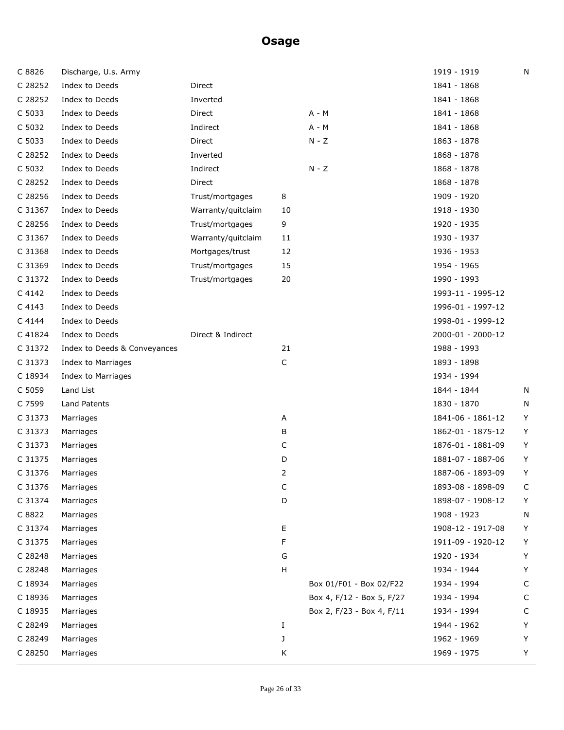# Osage

| | | | | | | |
|---|---|---|---|---|---|---|
| C 8826 | Discharge, U.s. Army | | | | 1919 - 1919 | N |
| C 28252 | Index to Deeds | Direct | | | 1841 - 1868 | |
| C 28252 | Index to Deeds | Inverted | | | 1841 - 1868 | |
| C 5033 | Index to Deeds | Direct | | A - M | 1841 - 1868 | |
| C 5032 | Index to Deeds | Indirect | | A - M | 1841 - 1868 | |
| C 5033 | Index to Deeds | Direct | | N - Z | 1863 - 1878 | |
| C 28252 | Index to Deeds | Inverted | | | 1868 - 1878 | |
| C 5032 | Index to Deeds | Indirect | | N - Z | 1868 - 1878 | |
| C 28252 | Index to Deeds | Direct | | | 1868 - 1878 | |
| C 28256 | Index to Deeds | Trust/mortgages | 8 | | 1909 - 1920 | |
| C 31367 | Index to Deeds | Warranty/quitclaim | 10 | | 1918 - 1930 | |
| C 28256 | Index to Deeds | Trust/mortgages | 9 | | 1920 - 1935 | |
| C 31367 | Index to Deeds | Warranty/quitclaim | 11 | | 1930 - 1937 | |
| C 31368 | Index to Deeds | Mortgages/trust | 12 | | 1936 - 1953 | |
| C 31369 | Index to Deeds | Trust/mortgages | 15 | | 1954 - 1965 | |
| C 31372 | Index to Deeds | Trust/mortgages | 20 | | 1990 - 1993 | |
| C 4142 | Index to Deeds | | | | 1993-11 - 1995-12 | |
| C 4143 | Index to Deeds | | | | 1996-01 - 1997-12 | |
| C 4144 | Index to Deeds | | | | 1998-01 - 1999-12 | |
| C 41824 | Index to Deeds | Direct & Indirect | | | 2000-01 - 2000-12 | |
| C 31372 | Index to Deeds & Conveyances | | 21 | | 1988 - 1993 | |
| C 31373 | Index to Marriages | | C | | 1893 - 1898 | |
| C 18934 | Index to Marriages | | | | 1934 - 1994 | |
| C 5059 | Land List | | | | 1844 - 1844 | N |
| C 7599 | Land Patents | | | | 1830 - 1870 | N |
| C 31373 | Marriages | | A | | 1841-06 - 1861-12 | Y |
| C 31373 | Marriages | | B | | 1862-01 - 1875-12 | Y |
| C 31373 | Marriages | | C | | 1876-01 - 1881-09 | Y |
| C 31375 | Marriages | | D | | 1881-07 - 1887-06 | Y |
| C 31376 | Marriages | | 2 | | 1887-06 - 1893-09 | Y |
| C 31376 | Marriages | | C | | 1893-08 - 1898-09 | C |
| C 31374 | Marriages | | D | | 1898-07 - 1908-12 | Y |
| C 8822 | Marriages | | | | 1908 - 1923 | N |
| C 31374 | Marriages | | E | | 1908-12 - 1917-08 | Y |
| C 31375 | Marriages | | F | | 1911-09 - 1920-12 | Y |
| C 28248 | Marriages | | G | | 1920 - 1934 | Y |
| C 28248 | Marriages | | H | | 1934 - 1944 | Y |
| C 18934 | Marriages | | | Box 01/F01 - Box 02/F22 | 1934 - 1994 | C |
| C 18936 | Marriages | | | Box 4, F/12 - Box 5, F/27 | 1934 - 1994 | C |
| C 18935 | Marriages | | | Box 2, F/23 - Box 4, F/11 | 1934 - 1994 | C |
| C 28249 | Marriages | | I | | 1944 - 1962 | Y |
| C 28249 | Marriages | | J | | 1962 - 1969 | Y |
| C 28250 | Marriages | | K | | 1969 - 1975 | Y |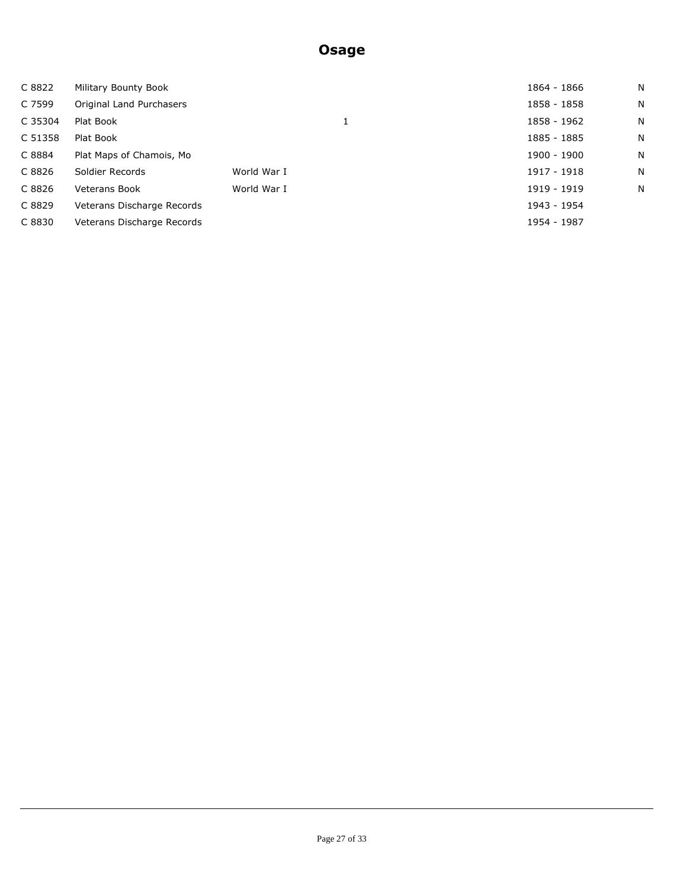# Osage

| | | | | | |
|---|---|---|---|---|---|
| C 8822 | Military Bounty Book | | | 1864 - 1866 | N |
| C 7599 | Original Land Purchasers | | | 1858 - 1858 | N |
| C 35304 | Plat Book | | 1 | 1858 - 1962 | N |
| C 51358 | Plat Book | | | 1885 - 1885 | N |
| C 8884 | Plat Maps of Chamois, Mo | | | 1900 - 1900 | N |
| C 8826 | Soldier Records | World War I | | 1917 - 1918 | N |
| C 8826 | Veterans Book | World War I | | 1919 - 1919 | N |
| C 8829 | Veterans Discharge Records | | | 1943 - 1954 | |
| C 8830 | Veterans Discharge Records | | | 1954 - 1987 | |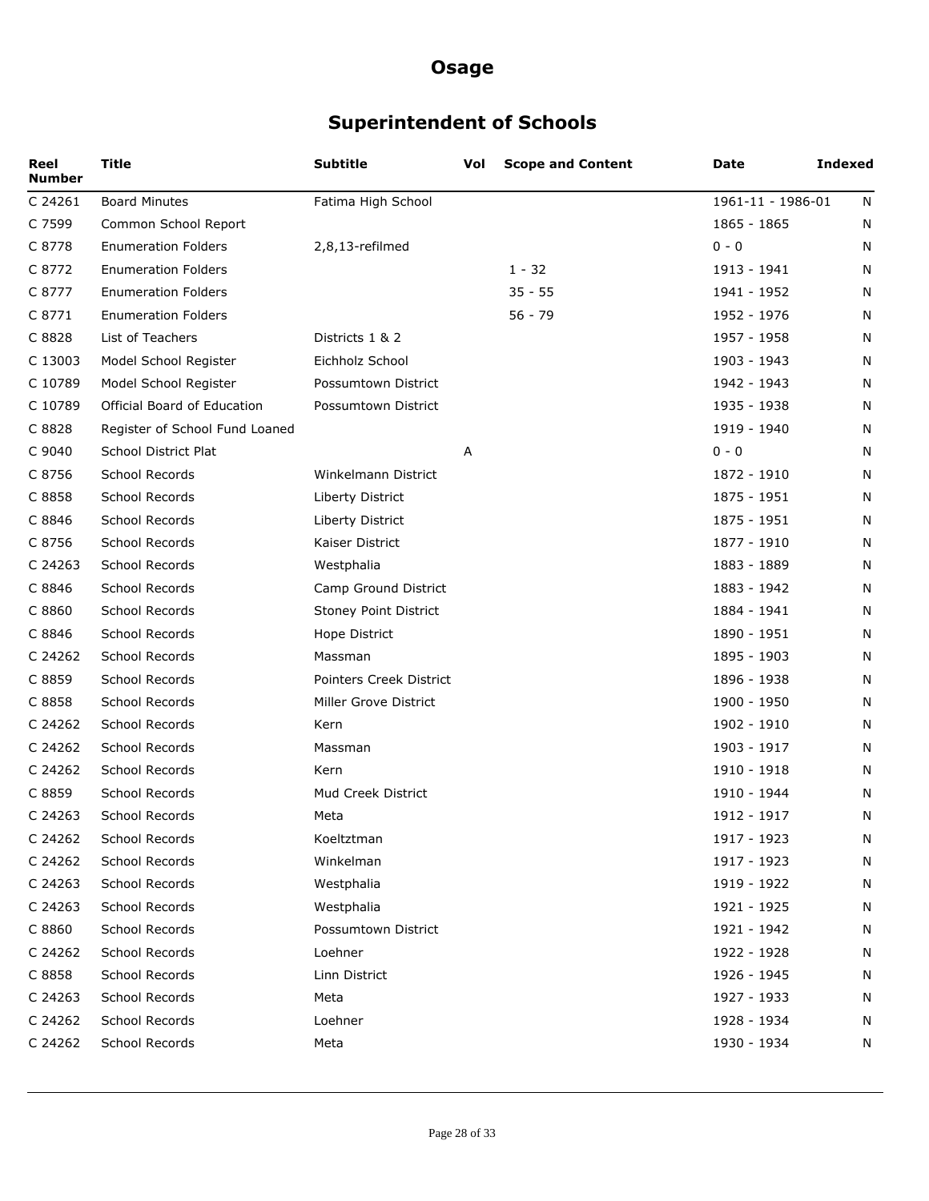# Osage

## Superintendent of Schools

| Reel Number | Title | Subtitle | Vol | Scope and Content | Date | Indexed |
|---|---|---|---|---|---|---|
| C 24261 | Board Minutes | Fatima High School | | | 1961-11 - 1986-01 | N |
| C 7599 | Common School Report | | | | 1865 - 1865 | N |
| C 8778 | Enumeration Folders | 2,8,13-refilmed | | | 0 - 0 | N |
| C 8772 | Enumeration Folders | | | 1 - 32 | 1913 - 1941 | N |
| C 8777 | Enumeration Folders | | | 35 - 55 | 1941 - 1952 | N |
| C 8771 | Enumeration Folders | | | 56 - 79 | 1952 - 1976 | N |
| C 8828 | List of Teachers | Districts 1 & 2 | | | 1957 - 1958 | N |
| C 13003 | Model School Register | Eichholz School | | | 1903 - 1943 | N |
| C 10789 | Model School Register | Possumtown District | | | 1942 - 1943 | N |
| C 10789 | Official Board of Education | Possumtown District | | | 1935 - 1938 | N |
| C 8828 | Register of School Fund Loaned | | | | 1919 - 1940 | N |
| C 9040 | School District Plat | | A | | 0 - 0 | N |
| C 8756 | School Records | Winkelmann District | | | 1872 - 1910 | N |
| C 8858 | School Records | Liberty District | | | 1875 - 1951 | N |
| C 8846 | School Records | Liberty District | | | 1875 - 1951 | N |
| C 8756 | School Records | Kaiser District | | | 1877 - 1910 | N |
| C 24263 | School Records | Westphalia | | | 1883 - 1889 | N |
| C 8846 | School Records | Camp Ground District | | | 1883 - 1942 | N |
| C 8860 | School Records | Stoney Point District | | | 1884 - 1941 | N |
| C 8846 | School Records | Hope District | | | 1890 - 1951 | N |
| C 24262 | School Records | Massman | | | 1895 - 1903 | N |
| C 8859 | School Records | Pointers Creek District | | | 1896 - 1938 | N |
| C 8858 | School Records | Miller Grove District | | | 1900 - 1950 | N |
| C 24262 | School Records | Kern | | | 1902 - 1910 | N |
| C 24262 | School Records | Massman | | | 1903 - 1917 | N |
| C 24262 | School Records | Kern | | | 1910 - 1918 | N |
| C 8859 | School Records | Mud Creek District | | | 1910 - 1944 | N |
| C 24263 | School Records | Meta | | | 1912 - 1917 | N |
| C 24262 | School Records | Koeltztman | | | 1917 - 1923 | N |
| C 24262 | School Records | Winkelman | | | 1917 - 1923 | N |
| C 24263 | School Records | Westphalia | | | 1919 - 1922 | N |
| C 24263 | School Records | Westphalia | | | 1921 - 1925 | N |
| C 8860 | School Records | Possumtown District | | | 1921 - 1942 | N |
| C 24262 | School Records | Loehner | | | 1922 - 1928 | N |
| C 8858 | School Records | Linn District | | | 1926 - 1945 | N |
| C 24263 | School Records | Meta | | | 1927 - 1933 | N |
| C 24262 | School Records | Loehner | | | 1928 - 1934 | N |
| C 24262 | School Records | Meta | | | 1930 - 1934 | N |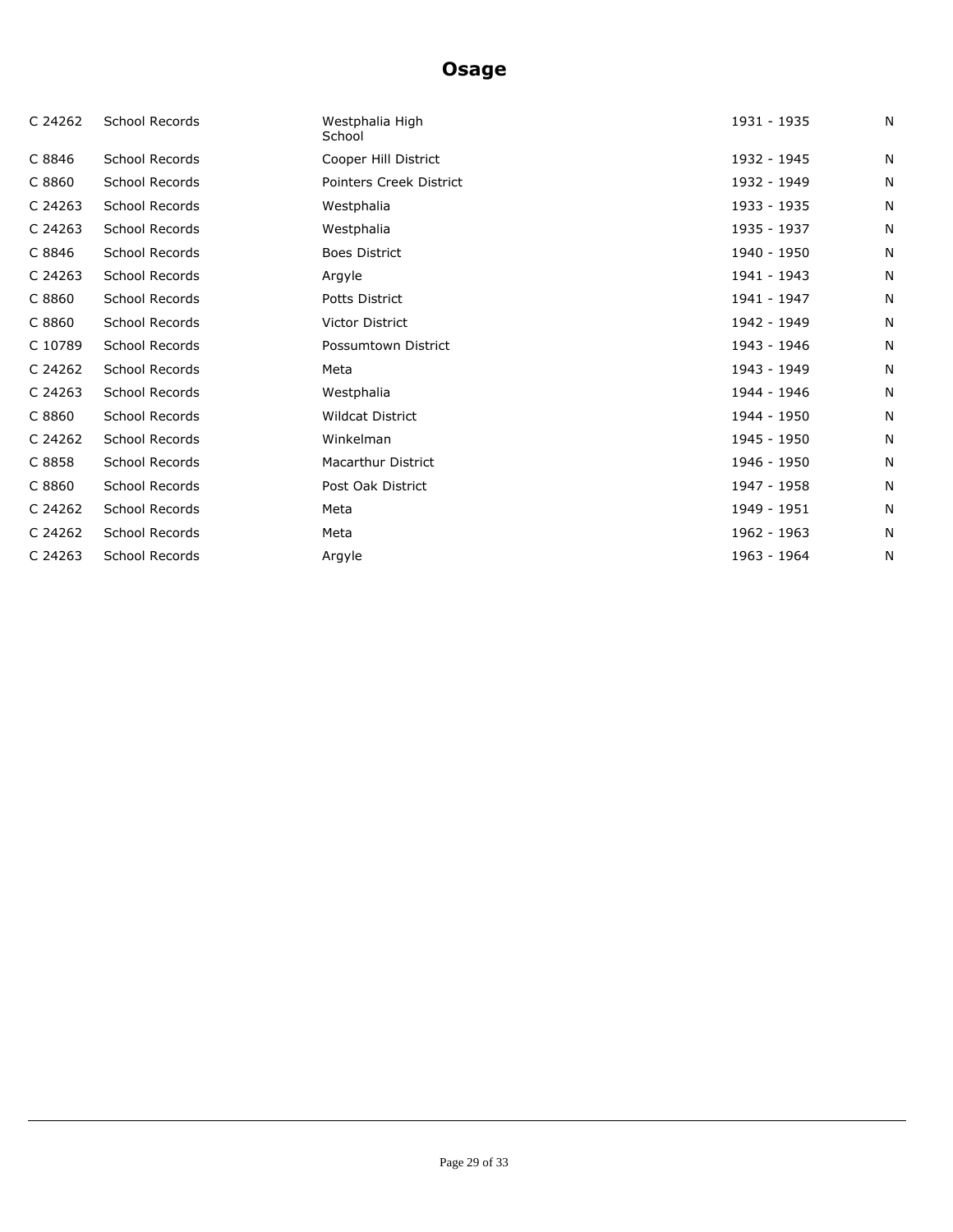# Osage

| | | | | |
|---|---|---|---|---|
| C 24262 | School Records | Westphalia High School | 1931 - 1935 | N |
| C 8846 | School Records | Cooper Hill District | 1932 - 1945 | N |
| C 8860 | School Records | Pointers Creek District | 1932 - 1949 | N |
| C 24263 | School Records | Westphalia | 1933 - 1935 | N |
| C 24263 | School Records | Westphalia | 1935 - 1937 | N |
| C 8846 | School Records | Boes District | 1940 - 1950 | N |
| C 24263 | School Records | Argyle | 1941 - 1943 | N |
| C 8860 | School Records | Potts District | 1941 - 1947 | N |
| C 8860 | School Records | Victor District | 1942 - 1949 | N |
| C 10789 | School Records | Possumtown District | 1943 - 1946 | N |
| C 24262 | School Records | Meta | 1943 - 1949 | N |
| C 24263 | School Records | Westphalia | 1944 - 1946 | N |
| C 8860 | School Records | Wildcat District | 1944 - 1950 | N |
| C 24262 | School Records | Winkelman | 1945 - 1950 | N |
| C 8858 | School Records | Macarthur District | 1946 - 1950 | N |
| C 8860 | School Records | Post Oak District | 1947 - 1958 | N |
| C 24262 | School Records | Meta | 1949 - 1951 | N |
| C 24262 | School Records | Meta | 1962 - 1963 | N |
| C 24263 | School Records | Argyle | 1963 - 1964 | N |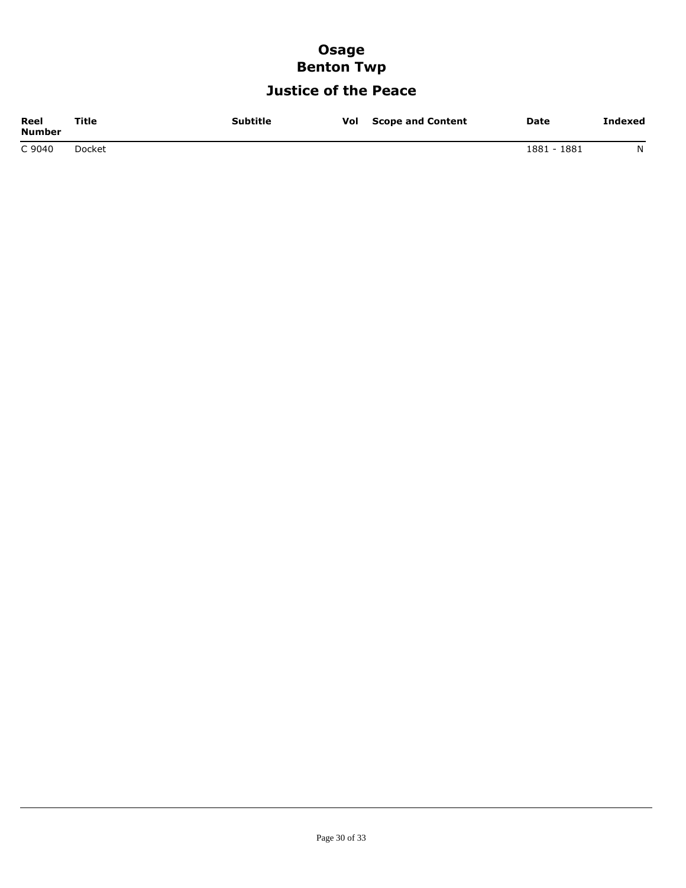# Osage
## Benton Twp
### Justice of the Peace

| Reel Number | Title | Subtitle | Vol | Scope and Content | Date | Indexed |
|---|---|---|---|---|---|---|
| C 9040 | Docket | | | | 1881 - 1881 | N |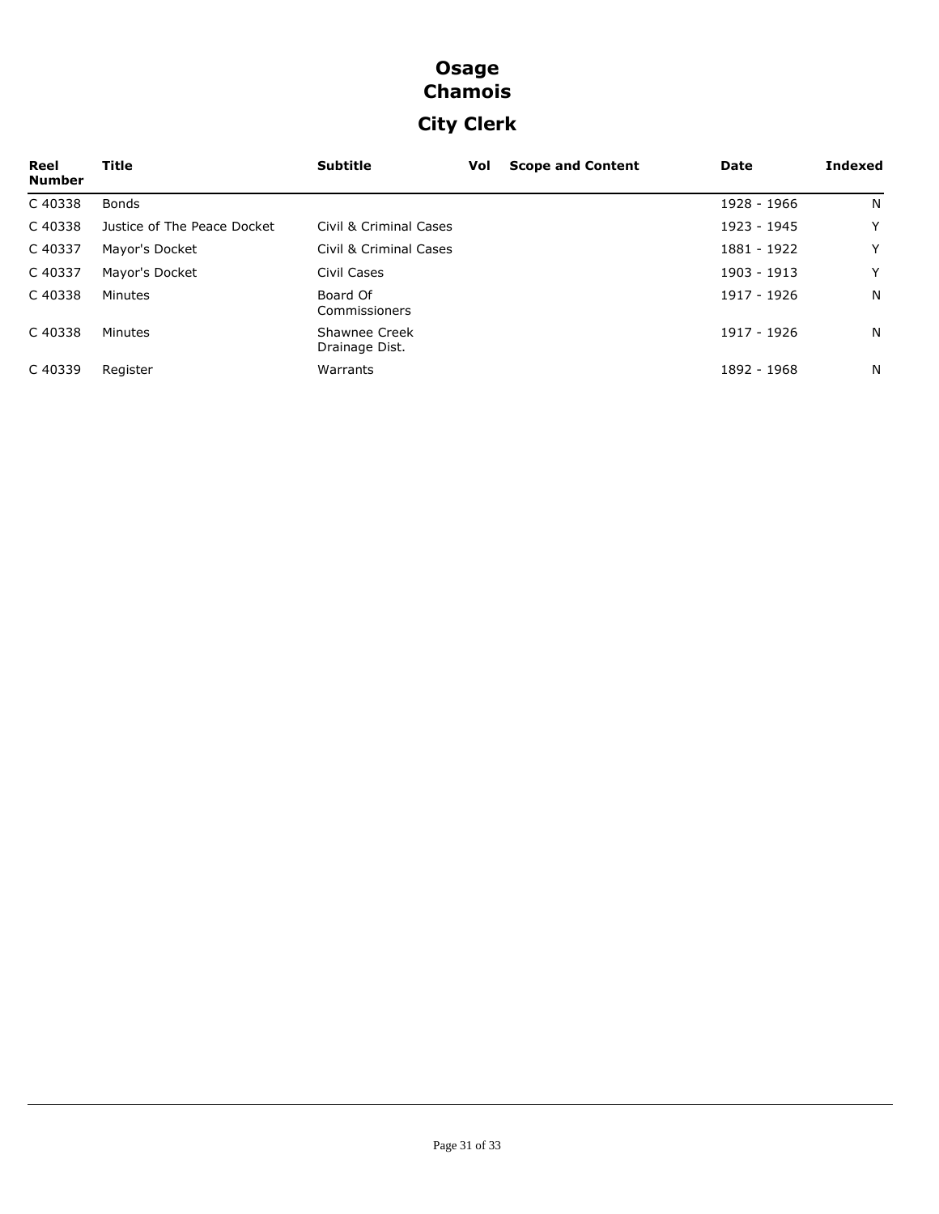# Osage
# Chamois
## City Clerk

| Reel Number | Title | Subtitle | Vol | Scope and Content | Date | Indexed |
|---|---|---|---|---|---|---|
| C 40338 | Bonds | | | | 1928 - 1966 | N |
| C 40338 | Justice of The Peace Docket | Civil & Criminal Cases | | | 1923 - 1945 | Y |
| C 40337 | Mayor's Docket | Civil & Criminal Cases | | | 1881 - 1922 | Y |
| C 40337 | Mayor's Docket | Civil Cases | | | 1903 - 1913 | Y |
| C 40338 | Minutes | Board Of Commissioners | | | 1917 - 1926 | N |
| C 40338 | Minutes | Shawnee Creek Drainage Dist. | | | 1917 - 1926 | N |
| C 40339 | Register | Warrants | | | 1892 - 1968 | N |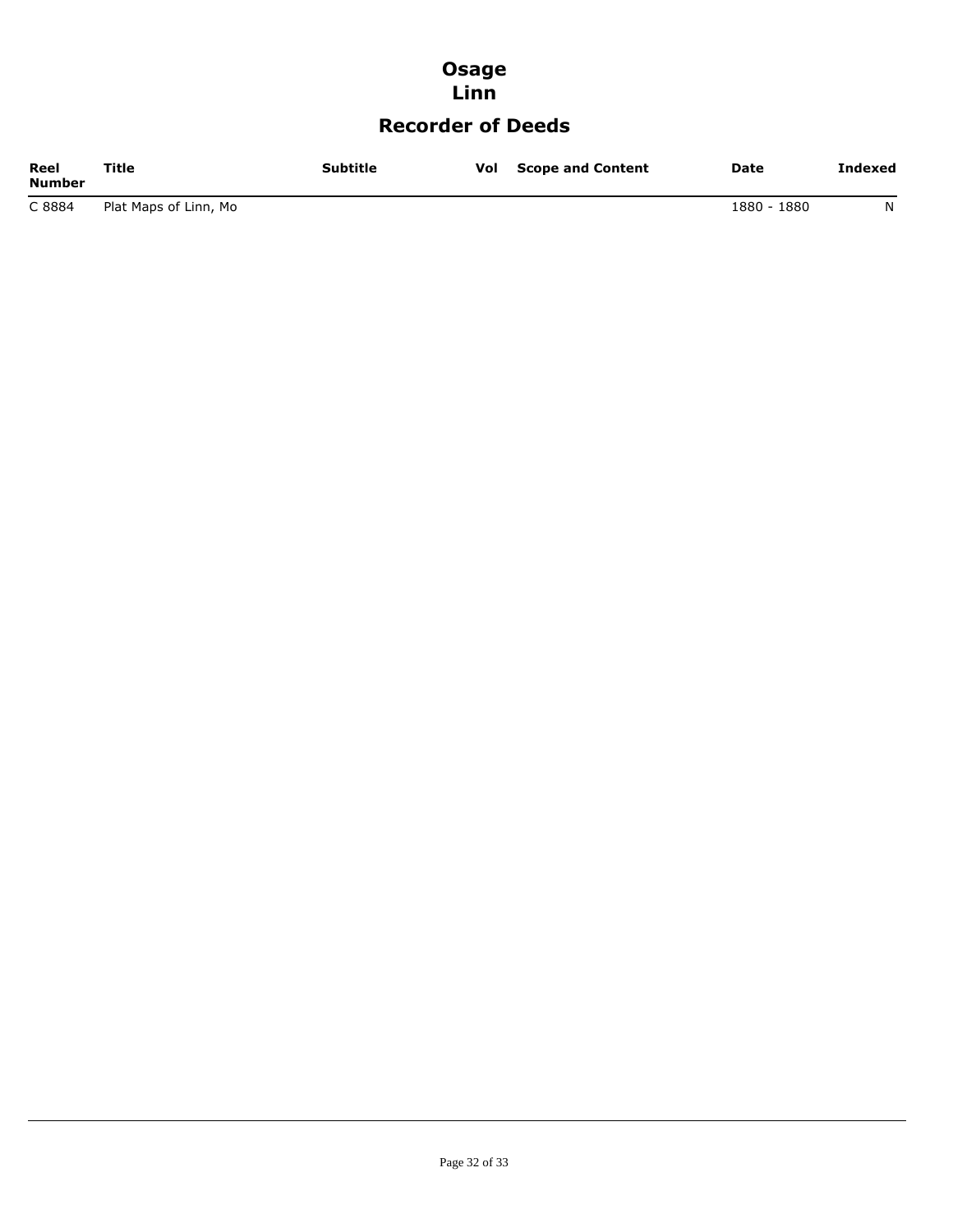# Osage
## Linn

## Recorder of Deeds

| Reel Number | Title | Subtitle | Vol | Scope and Content | Date | Indexed |
|---|---|---|---|---|---|---|
| C 8884 | Plat Maps of Linn, Mo | | | | 1880 - 1880 | N |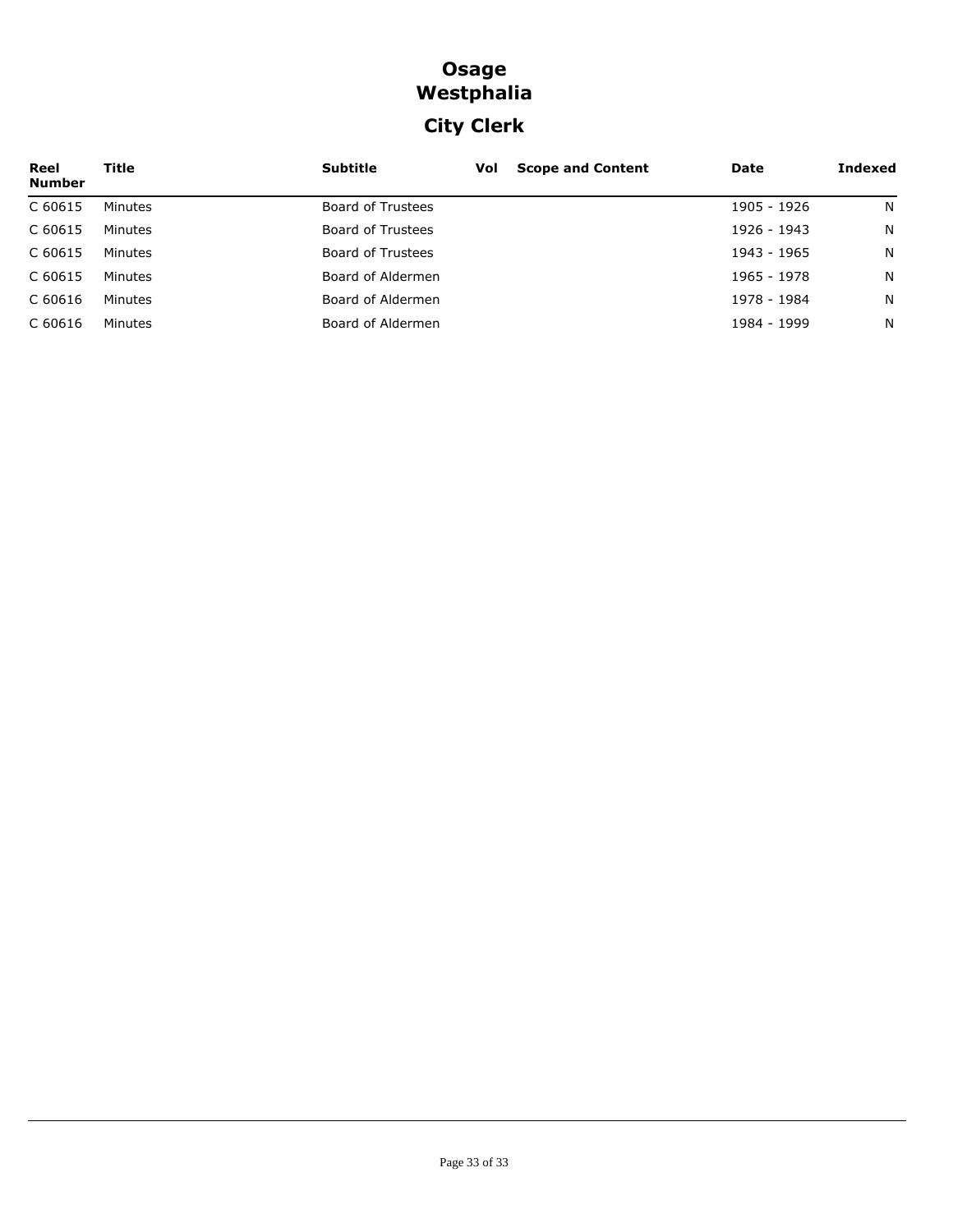# Osage
# Westphalia
## City Clerk

| Reel Number | Title | Subtitle | Vol | Scope and Content | Date | Indexed |
|---|---|---|---|---|---|---|
| C 60615 | Minutes | Board of Trustees | | | 1905 - 1926 | N |
| C 60615 | Minutes | Board of Trustees | | | 1926 - 1943 | N |
| C 60615 | Minutes | Board of Trustees | | | 1943 - 1965 | N |
| C 60615 | Minutes | Board of Aldermen | | | 1965 - 1978 | N |
| C 60616 | Minutes | Board of Aldermen | | | 1978 - 1984 | N |
| C 60616 | Minutes | Board of Aldermen | | | 1984 - 1999 | N |